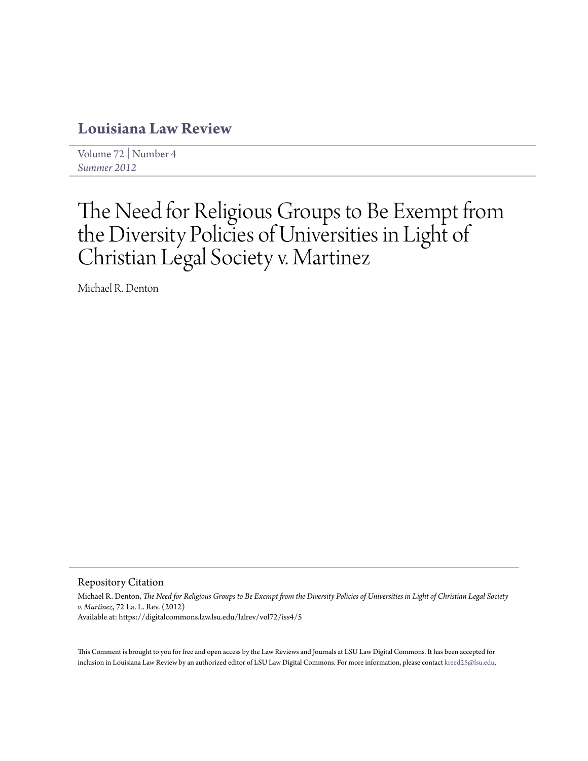# Louisiana Law Review

Volume 72 | Number 4
*Summer 2012*

# The Need for Religious Groups to Be Exempt from the Diversity Policies of Universities in Light of Christian Legal Society v. Martinez

Michael R. Denton

## Repository Citation

Michael R. Denton, *The Need for Religious Groups to Be Exempt from the Diversity Policies of Universities in Light of Christian Legal Society v. Martinez*, 72 La. L. Rev. (2012)
Available at: https://digitalcommons.law.lsu.edu/lalrev/vol72/iss4/5

This Comment is brought to you for free and open access by the Law Reviews and Journals at LSU Law Digital Commons. It has been accepted for inclusion in Louisiana Law Review by an authorized editor of LSU Law Digital Commons. For more information, please contact kreed25@lsu.edu.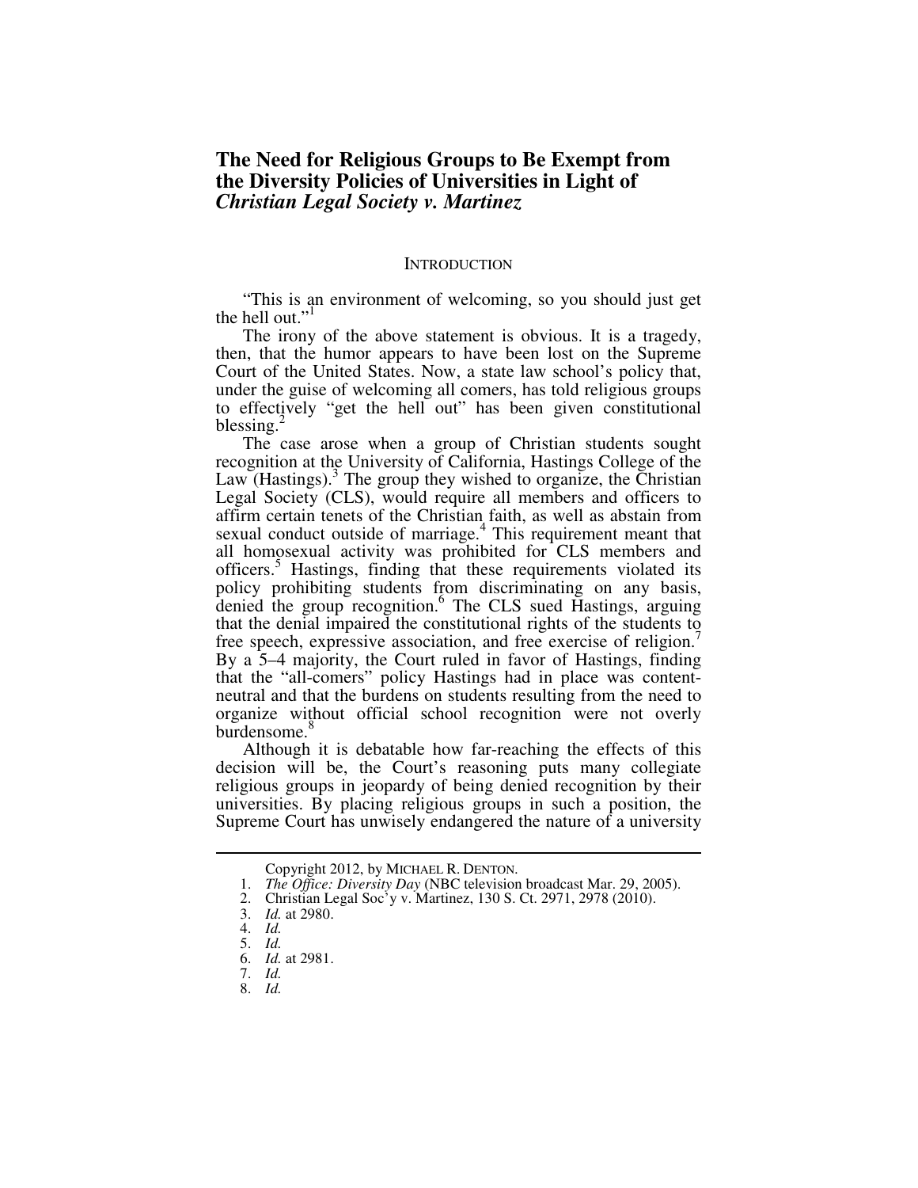# The Need for Religious Groups to Be Exempt from the Diversity Policies of Universities in Light of *Christian Legal Society v. Martinez*

## INTRODUCTION

"This is an environment of welcoming, so you should just get the hell out."[1]

The irony of the above statement is obvious. It is a tragedy, then, that the humor appears to have been lost on the Supreme Court of the United States. Now, a state law school's policy that, under the guise of welcoming all comers, has told religious groups to effectively "get the hell out" has been given constitutional blessing.[2]

The case arose when a group of Christian students sought recognition at the University of California, Hastings College of the Law (Hastings).[3] The group they wished to organize, the Christian Legal Society (CLS), would require all members and officers to affirm certain tenets of the Christian faith, as well as abstain from sexual conduct outside of marriage.[4] This requirement meant that all homosexual activity was prohibited for CLS members and officers.[5] Hastings, finding that these requirements violated its policy prohibiting students from discriminating on any basis, denied the group recognition.[6] The CLS sued Hastings, arguing that the denial impaired the constitutional rights of the students to free speech, expressive association, and free exercise of religion.[7] By a 5–4 majority, the Court ruled in favor of Hastings, finding that the "all-comers" policy Hastings had in place was content-neutral and that the burdens on students resulting from the need to organize without official school recognition were not overly burdensome.[8]

Although it is debatable how far-reaching the effects of this decision will be, the Court's reasoning puts many collegiate religious groups in jeopardy of being denied recognition by their universities. By placing religious groups in such a position, the Supreme Court has unwisely endangered the nature of a university

---

Copyright 2012, by MICHAEL R. DENTON.

1. *The Office: Diversity Day* (NBC television broadcast Mar. 29, 2005).
2. Christian Legal Soc'y v. Martinez, 130 S. Ct. 2971, 2978 (2010).
3. *Id.* at 2980.
4. *Id.*
5. *Id.*
6. *Id.* at 2981.
7. *Id.*
8. *Id.*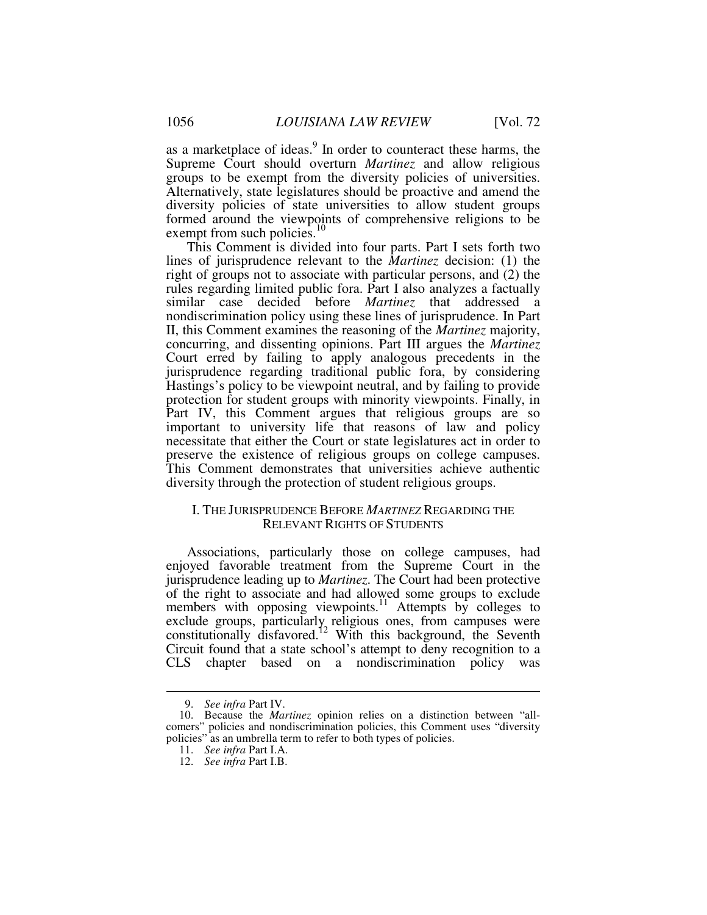as a marketplace of ideas.[9] In order to counteract these harms, the Supreme Court should overturn *Martinez* and allow religious groups to be exempt from the diversity policies of universities. Alternatively, state legislatures should be proactive and amend the diversity policies of state universities to allow student groups formed around the viewpoints of comprehensive religions to be exempt from such policies.[10]

This Comment is divided into four parts. Part I sets forth two lines of jurisprudence relevant to the *Martinez* decision: (1) the right of groups not to associate with particular persons, and (2) the rules regarding limited public fora. Part I also analyzes a factually similar case decided before *Martinez* that addressed a nondiscrimination policy using these lines of jurisprudence. In Part II, this Comment examines the reasoning of the *Martinez* majority, concurring, and dissenting opinions. Part III argues the *Martinez* Court erred by failing to apply analogous precedents in the jurisprudence regarding traditional public fora, by considering Hastings's policy to be viewpoint neutral, and by failing to provide protection for student groups with minority viewpoints. Finally, in Part IV, this Comment argues that religious groups are so important to university life that reasons of law and policy necessitate that either the Court or state legislatures act in order to preserve the existence of religious groups on college campuses. This Comment demonstrates that universities achieve authentic diversity through the protection of student religious groups.

## I. THE JURISPRUDENCE BEFORE *MARTINEZ* REGARDING THE RELEVANT RIGHTS OF STUDENTS

Associations, particularly those on college campuses, had enjoyed favorable treatment from the Supreme Court in the jurisprudence leading up to *Martinez*. The Court had been protective of the right to associate and had allowed some groups to exclude members with opposing viewpoints.[11] Attempts by colleges to exclude groups, particularly religious ones, from campuses were constitutionally disfavored.[12] With this background, the Seventh Circuit found that a state school's attempt to deny recognition to a CLS chapter based on a nondiscrimination policy was

9. *See infra* Part IV.

10. Because the *Martinez* opinion relies on a distinction between "all-comers" policies and nondiscrimination policies, this Comment uses "diversity policies" as an umbrella term to refer to both types of policies.

11. *See infra* Part I.A.

12. *See infra* Part I.B.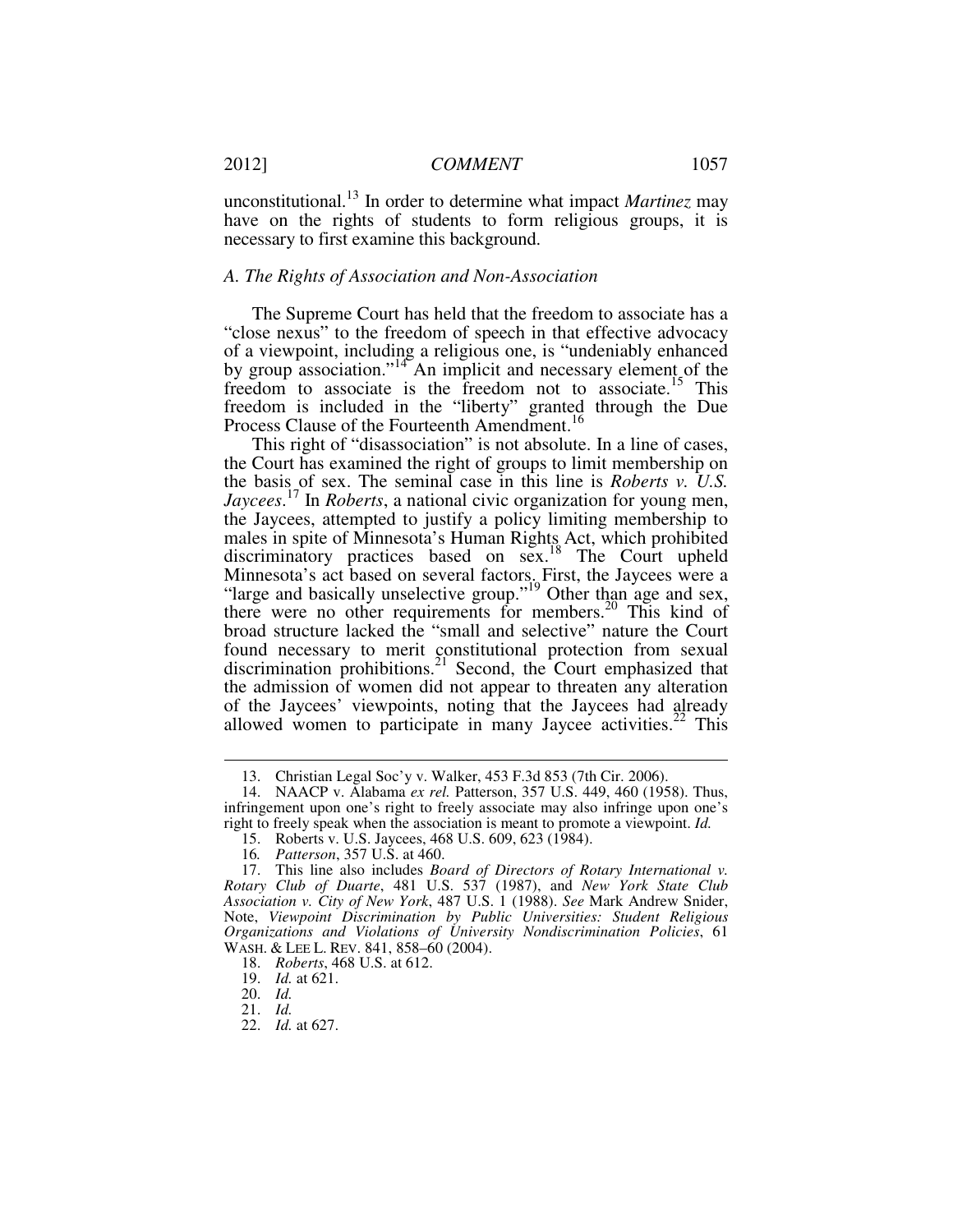unconstitutional.[13] In order to determine what impact *Martinez* may have on the rights of students to form religious groups, it is necessary to first examine this background.

### *A. The Rights of Association and Non-Association*

The Supreme Court has held that the freedom to associate has a "close nexus" to the freedom of speech in that effective advocacy of a viewpoint, including a religious one, is "undeniably enhanced by group association."[14] An implicit and necessary element of the freedom to associate is the freedom not to associate.[15] This freedom is included in the "liberty" granted through the Due Process Clause of the Fourteenth Amendment.[16]

This right of "disassociation" is not absolute. In a line of cases, the Court has examined the right of groups to limit membership on the basis of sex. The seminal case in this line is *Roberts v. U.S. Jaycees*.[17] In *Roberts*, a national civic organization for young men, the Jaycees, attempted to justify a policy limiting membership to males in spite of Minnesota's Human Rights Act, which prohibited discriminatory practices based on sex.[18] The Court upheld Minnesota's act based on several factors. First, the Jaycees were a "large and basically unselective group."[19] Other than age and sex, there were no other requirements for members.[20] This kind of broad structure lacked the "small and selective" nature the Court found necessary to merit constitutional protection from sexual discrimination prohibitions.[21] Second, the Court emphasized that the admission of women did not appear to threaten any alteration of the Jaycees' viewpoints, noting that the Jaycees had already allowed women to participate in many Jaycee activities.[22] This

---

13. Christian Legal Soc'y v. Walker, 453 F.3d 853 (7th Cir. 2006).

14. NAACP v. Alabama *ex rel.* Patterson, 357 U.S. 449, 460 (1958). Thus, infringement upon one's right to freely associate may also infringe upon one's right to freely speak when the association is meant to promote a viewpoint. *Id.*

15. Roberts v. U.S. Jaycees, 468 U.S. 609, 623 (1984).

16. *Patterson*, 357 U.S. at 460.

17. This line also includes *Board of Directors of Rotary International v. Rotary Club of Duarte*, 481 U.S. 537 (1987), and *New York State Club Association v. City of New York*, 487 U.S. 1 (1988). *See* Mark Andrew Snider, Note, *Viewpoint Discrimination by Public Universities: Student Religious Organizations and Violations of University Nondiscrimination Policies*, 61 WASH. & LEE L. REV. 841, 858–60 (2004).

18. *Roberts*, 468 U.S. at 612.

19. *Id.* at 621.

20. *Id.*

21. *Id.*

22. *Id.* at 627.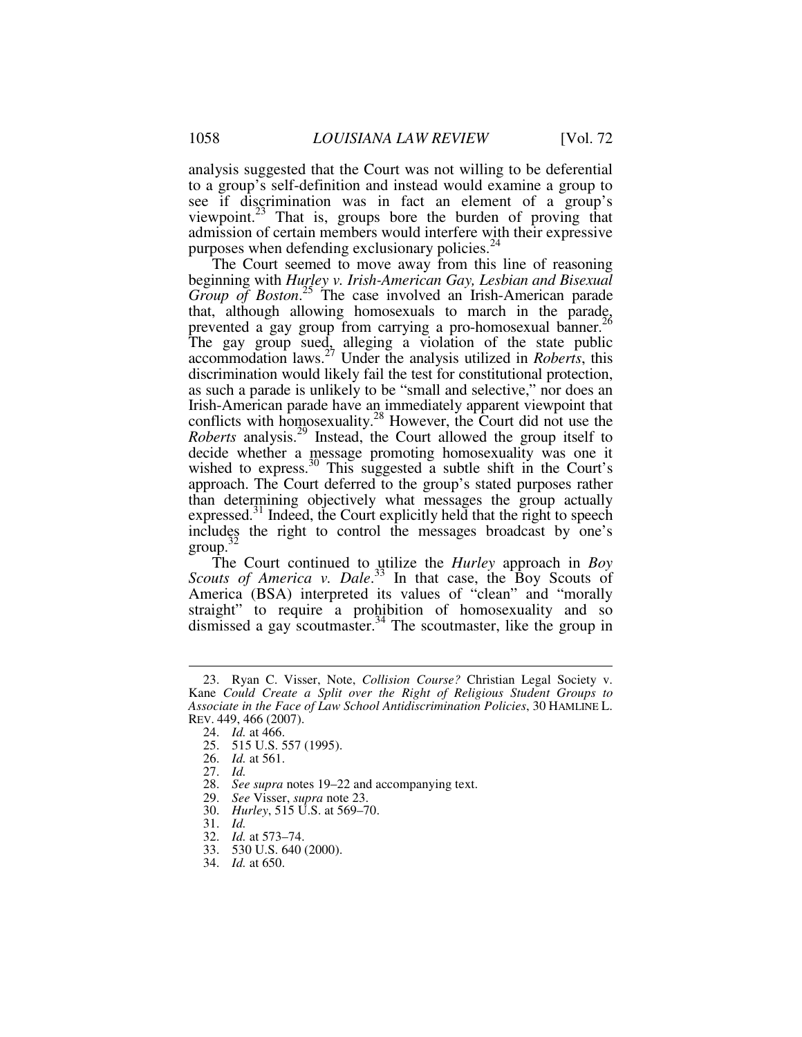analysis suggested that the Court was not willing to be deferential to a group's self-definition and instead would examine a group to see if discrimination was in fact an element of a group's viewpoint.[23] That is, groups bore the burden of proving that admission of certain members would interfere with their expressive purposes when defending exclusionary policies.[24]

The Court seemed to move away from this line of reasoning beginning with *Hurley v. Irish-American Gay, Lesbian and Bisexual Group of Boston*.[25] The case involved an Irish-American parade that, although allowing homosexuals to march in the parade, prevented a gay group from carrying a pro-homosexual banner.[26] The gay group sued, alleging a violation of the state public accommodation laws.[27] Under the analysis utilized in *Roberts*, this discrimination would likely fail the test for constitutional protection, as such a parade is unlikely to be "small and selective," nor does an Irish-American parade have an immediately apparent viewpoint that conflicts with homosexuality.[28] However, the Court did not use the *Roberts* analysis.[29] Instead, the Court allowed the group itself to decide whether a message promoting homosexuality was one it wished to express.[30] This suggested a subtle shift in the Court's approach. The Court deferred to the group's stated purposes rather than determining objectively what messages the group actually expressed.[31] Indeed, the Court explicitly held that the right to speech includes the right to control the messages broadcast by one's group.[32]

The Court continued to utilize the *Hurley* approach in *Boy Scouts of America v. Dale*.[33] In that case, the Boy Scouts of America (BSA) interpreted its values of "clean" and "morally straight" to require a prohibition of homosexuality and so dismissed a gay scoutmaster.[34] The scoutmaster, like the group in

---

23. Ryan C. Visser, Note, *Collision Course?* Christian Legal Society v. Kane *Could Create a Split over the Right of Religious Student Groups to Associate in the Face of Law School Antidiscrimination Policies*, 30 HAMLINE L. REV. 449, 466 (2007).

24. *Id.* at 466.

25. 515 U.S. 557 (1995).

26. *Id.* at 561.

27. *Id.*

28. *See supra* notes 19–22 and accompanying text.

29. *See* Visser, *supra* note 23.

30. *Hurley*, 515 U.S. at 569–70.

31. *Id.*

32. *Id.* at 573–74.

33. 530 U.S. 640 (2000).

34. *Id.* at 650.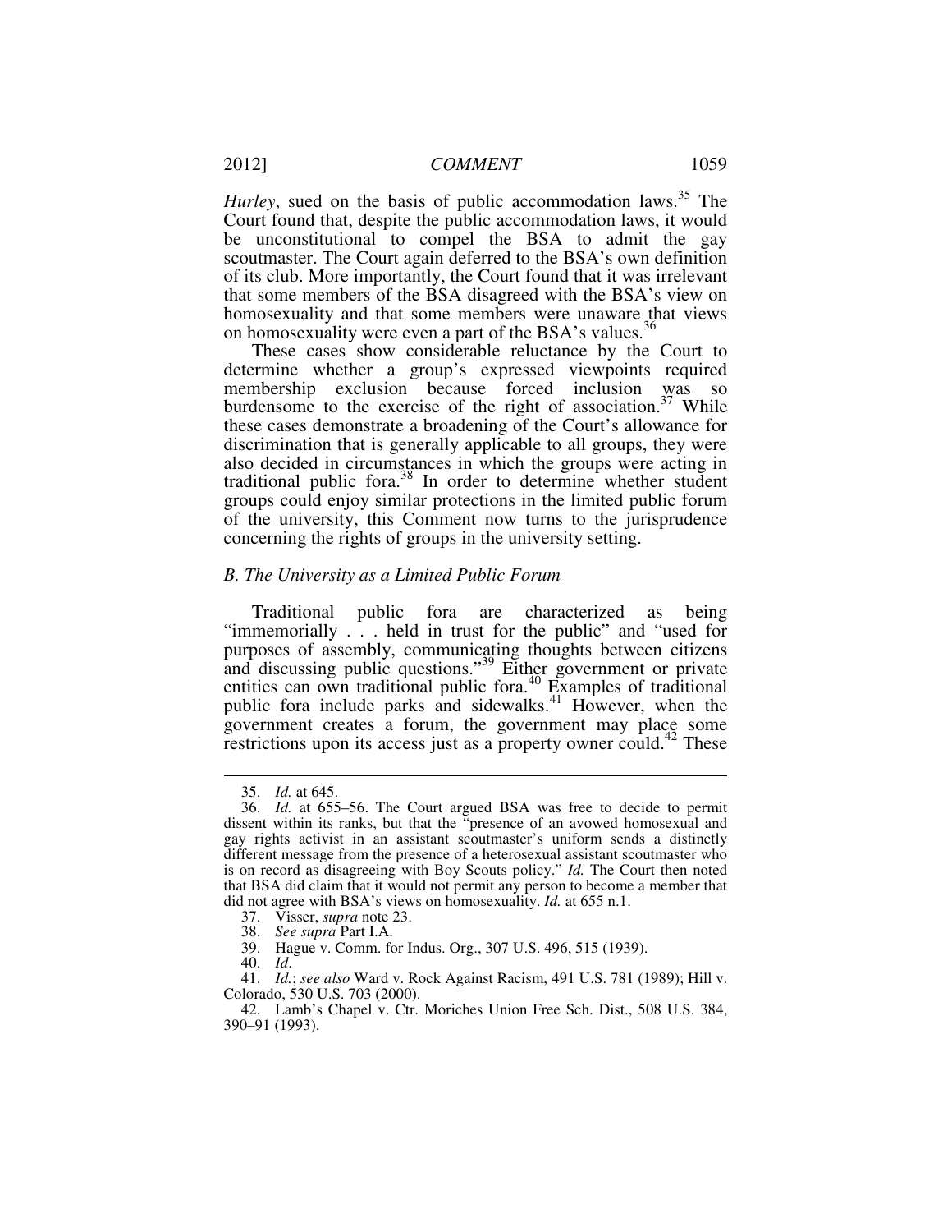*Hurley*, sued on the basis of public accommodation laws.[35] The Court found that, despite the public accommodation laws, it would be unconstitutional to compel the BSA to admit the gay scoutmaster. The Court again deferred to the BSA's own definition of its club. More importantly, the Court found that it was irrelevant that some members of the BSA disagreed with the BSA's view on homosexuality and that some members were unaware that views on homosexuality were even a part of the BSA's values.[36]

These cases show considerable reluctance by the Court to determine whether a group's expressed viewpoints required membership exclusion because forced inclusion was so burdensome to the exercise of the right of association.[37] While these cases demonstrate a broadening of the Court's allowance for discrimination that is generally applicable to all groups, they were also decided in circumstances in which the groups were acting in traditional public fora.[38] In order to determine whether student groups could enjoy similar protections in the limited public forum of the university, this Comment now turns to the jurisprudence concerning the rights of groups in the university setting.

### *B. The University as a Limited Public Forum*

Traditional public fora are characterized as being "immemorially . . . held in trust for the public" and "used for purposes of assembly, communicating thoughts between citizens and discussing public questions."[39] Either government or private entities can own traditional public fora.[40] Examples of traditional public fora include parks and sidewalks.[41] However, when the government creates a forum, the government may place some restrictions upon its access just as a property owner could.[42] These

---

35. *Id.* at 645.

36. *Id.* at 655–56. The Court argued BSA was free to decide to permit dissent within its ranks, but that the "presence of an avowed homosexual and gay rights activist in an assistant scoutmaster's uniform sends a distinctly different message from the presence of a heterosexual assistant scoutmaster who is on record as disagreeing with Boy Scouts policy." *Id.* The Court then noted that BSA did claim that it would not permit any person to become a member that did not agree with BSA's views on homosexuality. *Id.* at 655 n.1.

37. Visser, *supra* note 23.

38. *See supra* Part I.A.

39. Hague v. Comm. for Indus. Org., 307 U.S. 496, 515 (1939).

40. *Id*.

41. *Id.*; *see also* Ward v. Rock Against Racism, 491 U.S. 781 (1989); Hill v. Colorado, 530 U.S. 703 (2000).

42. Lamb's Chapel v. Ctr. Moriches Union Free Sch. Dist., 508 U.S. 384, 390–91 (1993).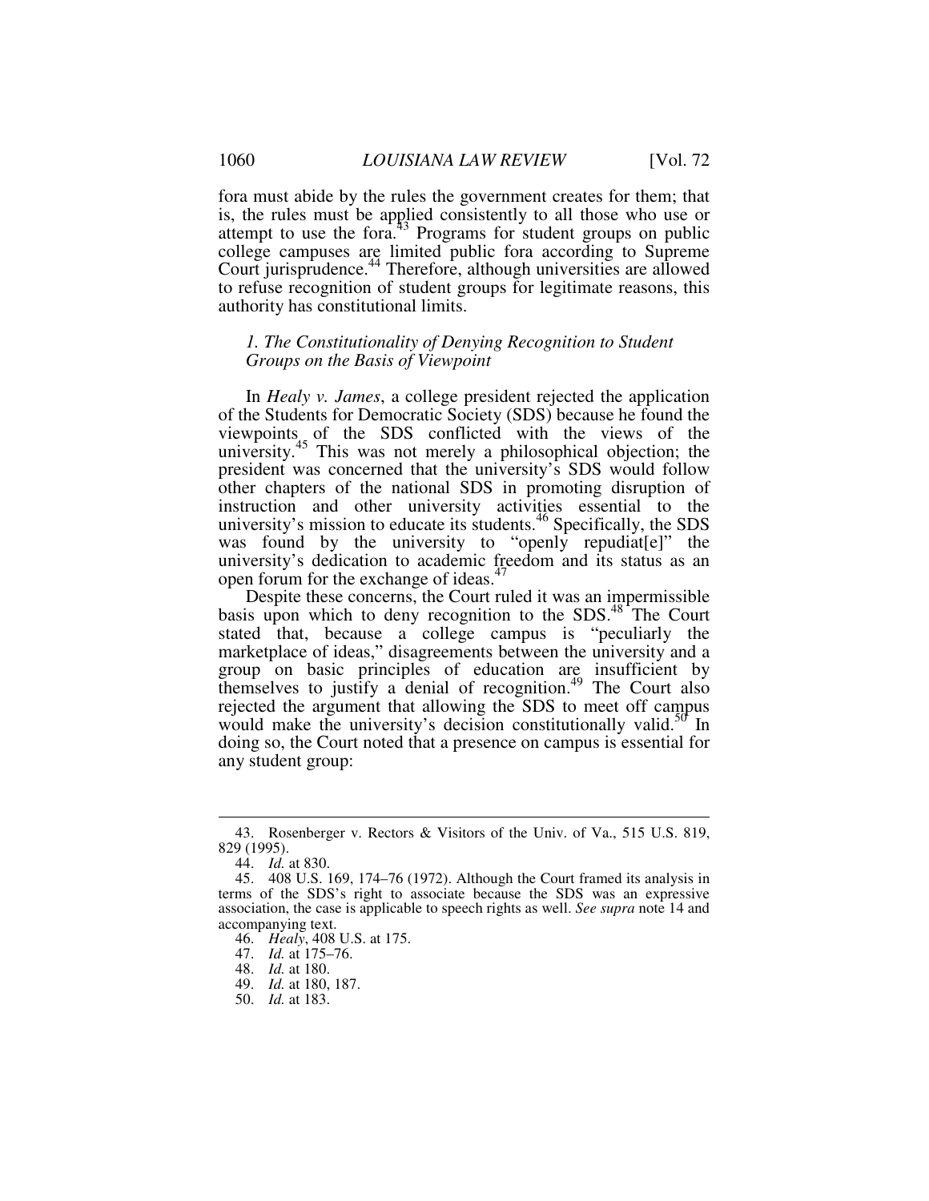fora must abide by the rules the government creates for them; that is, the rules must be applied consistently to all those who use or attempt to use the fora.[43] Programs for student groups on public college campuses are limited public fora according to Supreme Court jurisprudence.[44] Therefore, although universities are allowed to refuse recognition of student groups for legitimate reasons, this authority has constitutional limits.

### *1. The Constitutionality of Denying Recognition to Student Groups on the Basis of Viewpoint*

In *Healy v. James*, a college president rejected the application of the Students for Democratic Society (SDS) because he found the viewpoints of the SDS conflicted with the views of the university.[45] This was not merely a philosophical objection; the president was concerned that the university's SDS would follow other chapters of the national SDS in promoting disruption of instruction and other university activities essential to the university's mission to educate its students.[46] Specifically, the SDS was found by the university to "openly repudiat[e]" the university's dedication to academic freedom and its status as an open forum for the exchange of ideas.[47]

Despite these concerns, the Court ruled it was an impermissible basis upon which to deny recognition to the SDS.[48] The Court stated that, because a college campus is "peculiarly the marketplace of ideas," disagreements between the university and a group on basic principles of education are insufficient by themselves to justify a denial of recognition.[49] The Court also rejected the argument that allowing the SDS to meet off campus would make the university's decision constitutionally valid.[50] In doing so, the Court noted that a presence on campus is essential for any student group:

---

43. Rosenberger v. Rectors & Visitors of the Univ. of Va., 515 U.S. 819, 829 (1995).

44. *Id.* at 830.

45. 408 U.S. 169, 174–76 (1972). Although the Court framed its analysis in terms of the SDS's right to associate because the SDS was an expressive association, the case is applicable to speech rights as well. *See supra* note 14 and accompanying text.

46. *Healy*, 408 U.S. at 175.

47. *Id.* at 175–76.

48. *Id.* at 180.

49. *Id.* at 180, 187.

50. *Id.* at 183.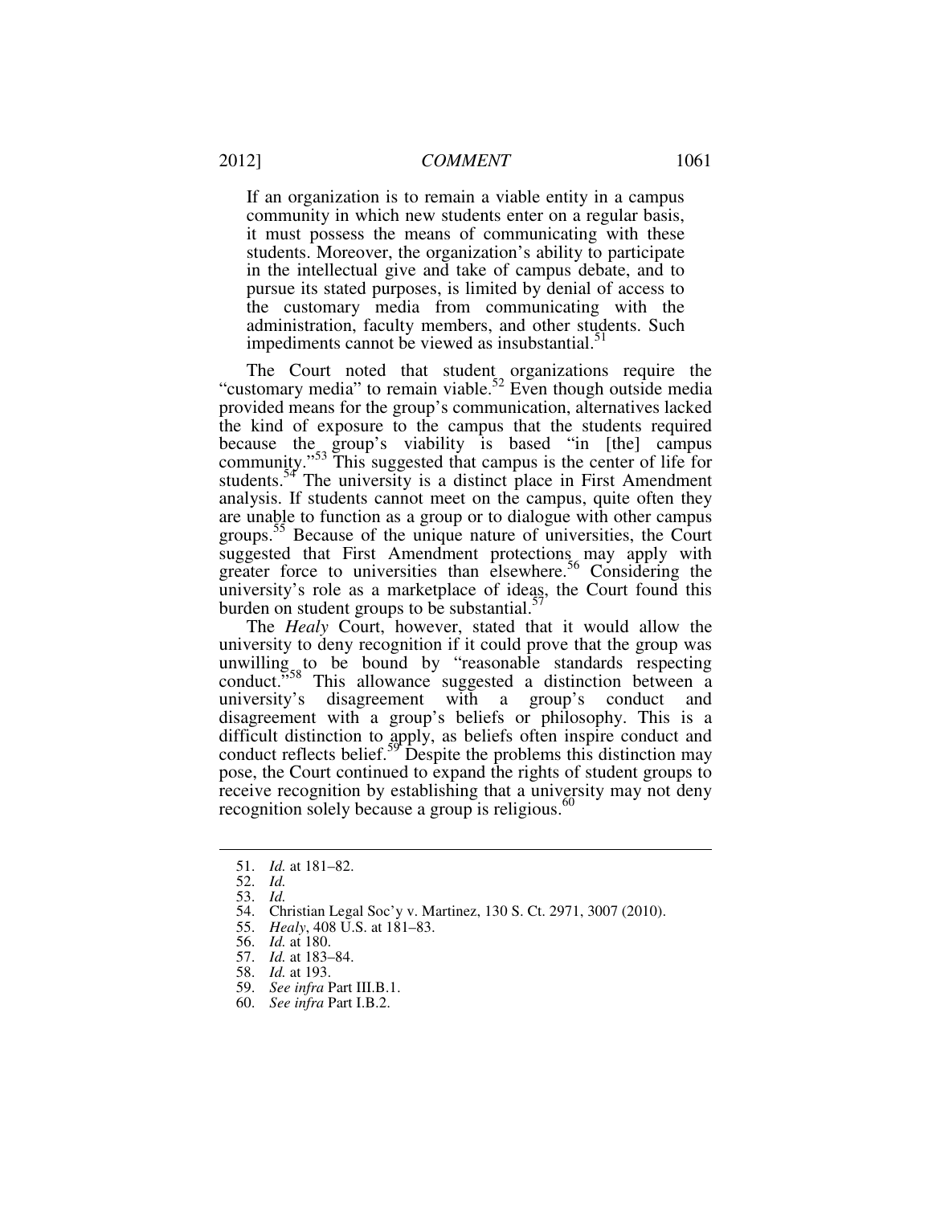> If an organization is to remain a viable entity in a campus community in which new students enter on a regular basis, it must possess the means of communicating with these students. Moreover, the organization's ability to participate in the intellectual give and take of campus debate, and to pursue its stated purposes, is limited by denial of access to the customary media from communicating with the administration, faculty members, and other students. Such impediments cannot be viewed as insubstantial.[51]

The Court noted that student organizations require the "customary media" to remain viable.[52] Even though outside media provided means for the group's communication, alternatives lacked the kind of exposure to the campus that the students required because the group's viability is based "in [the] campus community."[53] This suggested that campus is the center of life for students.[54] The university is a distinct place in First Amendment analysis. If students cannot meet on the campus, quite often they are unable to function as a group or to dialogue with other campus groups.[55] Because of the unique nature of universities, the Court suggested that First Amendment protections may apply with greater force to universities than elsewhere.[56] Considering the university's role as a marketplace of ideas, the Court found this burden on student groups to be substantial.[57]

The *Healy* Court, however, stated that it would allow the university to deny recognition if it could prove that the group was unwilling to be bound by "reasonable standards respecting conduct."[58] This allowance suggested a distinction between a university's disagreement with a group's conduct and disagreement with a group's beliefs or philosophy. This is a difficult distinction to apply, as beliefs often inspire conduct and conduct reflects belief.[59] Despite the problems this distinction may pose, the Court continued to expand the rights of student groups to receive recognition by establishing that a university may not deny recognition solely because a group is religious.[60]

---

51. *Id.* at 181–82.
52. *Id.*
53. *Id.*
54. Christian Legal Soc'y v. Martinez, 130 S. Ct. 2971, 3007 (2010).
55. *Healy*, 408 U.S. at 181–83.
56. *Id.* at 180.
57. *Id.* at 183–84.
58. *Id.* at 193.
59. *See infra* Part III.B.1.
60. *See infra* Part I.B.2.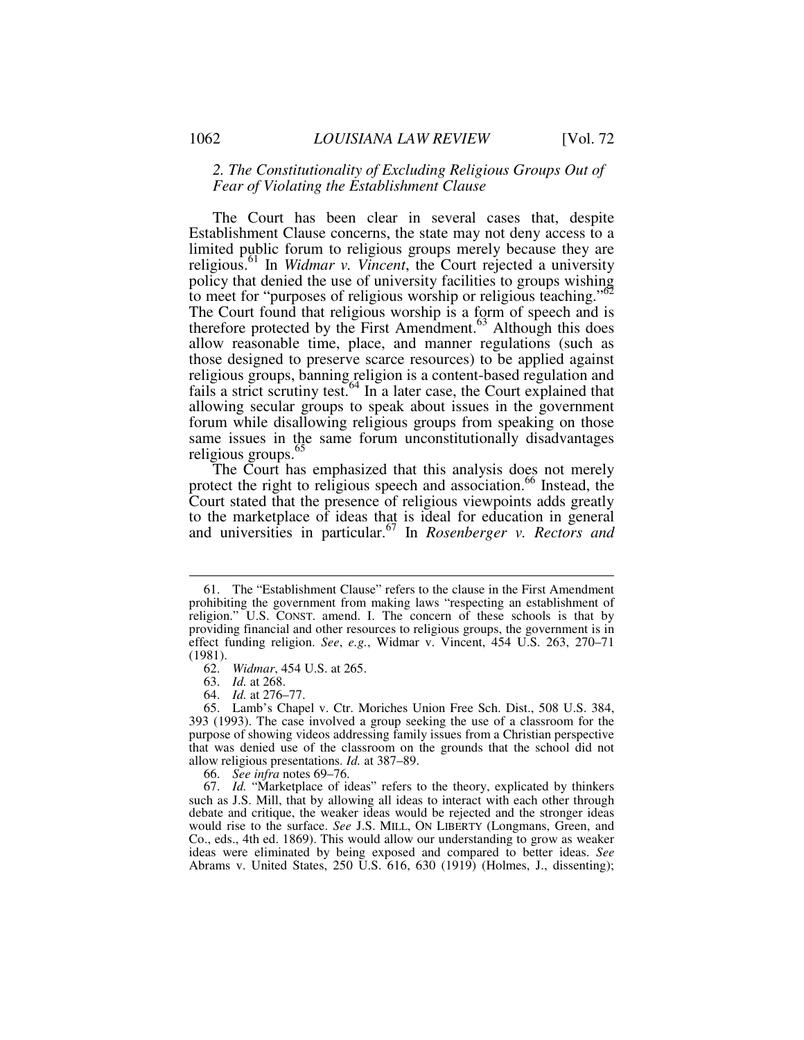### 2. *The Constitutionality of Excluding Religious Groups Out of Fear of Violating the Establishment Clause*

The Court has been clear in several cases that, despite Establishment Clause concerns, the state may not deny access to a limited public forum to religious groups merely because they are religious.[61] In *Widmar v. Vincent*, the Court rejected a university policy that denied the use of university facilities to groups wishing to meet for "purposes of religious worship or religious teaching."[62] The Court found that religious worship is a form of speech and is therefore protected by the First Amendment.[63] Although this does allow reasonable time, place, and manner regulations (such as those designed to preserve scarce resources) to be applied against religious groups, banning religion is a content-based regulation and fails a strict scrutiny test.[64] In a later case, the Court explained that allowing secular groups to speak about issues in the government forum while disallowing religious groups from speaking on those same issues in the same forum unconstitutionally disadvantages religious groups.[65]

The Court has emphasized that this analysis does not merely protect the right to religious speech and association.[66] Instead, the Court stated that the presence of religious viewpoints adds greatly to the marketplace of ideas that is ideal for education in general and universities in particular.[67] In *Rosenberger v. Rectors and*

---

61. The "Establishment Clause" refers to the clause in the First Amendment prohibiting the government from making laws "respecting an establishment of religion." U.S. CONST. amend. I. The concern of these schools is that by providing financial and other resources to religious groups, the government is in effect funding religion. *See*, *e.g.*, Widmar v. Vincent, 454 U.S. 263, 270–71 (1981).

62. *Widmar*, 454 U.S. at 265.

63. *Id.* at 268.

64. *Id.* at 276–77.

65. Lamb's Chapel v. Ctr. Moriches Union Free Sch. Dist., 508 U.S. 384, 393 (1993). The case involved a group seeking the use of a classroom for the purpose of showing videos addressing family issues from a Christian perspective that was denied use of the classroom on the grounds that the school did not allow religious presentations. *Id.* at 387–89.

66. *See infra* notes 69–76.

67. *Id.* "Marketplace of ideas" refers to the theory, explicated by thinkers such as J.S. Mill, that by allowing all ideas to interact with each other through debate and critique, the weaker ideas would be rejected and the stronger ideas would rise to the surface. *See* J.S. MILL, ON LIBERTY (Longmans, Green, and Co., eds., 4th ed. 1869). This would allow our understanding to grow as weaker ideas were eliminated by being exposed and compared to better ideas. *See* Abrams v. United States, 250 U.S. 616, 630 (1919) (Holmes, J., dissenting);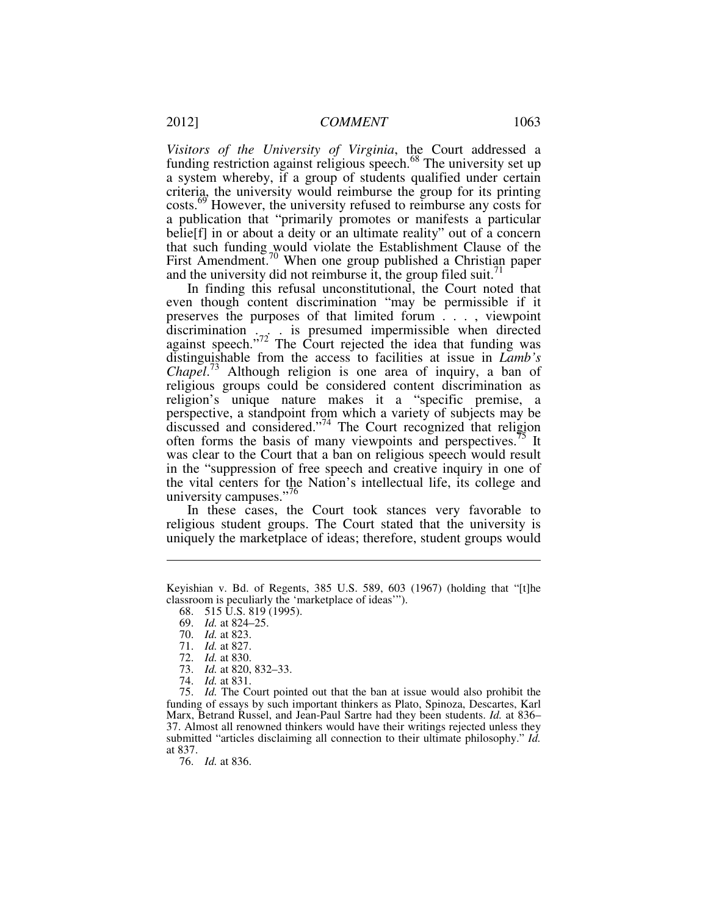*Visitors of the University of Virginia*, the Court addressed a funding restriction against religious speech.[68] The university set up a system whereby, if a group of students qualified under certain criteria, the university would reimburse the group for its printing costs.[69] However, the university refused to reimburse any costs for a publication that "primarily promotes or manifests a particular belie[f] in or about a deity or an ultimate reality" out of a concern that such funding would violate the Establishment Clause of the First Amendment.[70] When one group published a Christian paper and the university did not reimburse it, the group filed suit.[71]

In finding this refusal unconstitutional, the Court noted that even though content discrimination "may be permissible if it preserves the purposes of that limited forum . . . , viewpoint discrimination . . . is presumed impermissible when directed against speech."[72] The Court rejected the idea that funding was distinguishable from the access to facilities at issue in *Lamb's Chapel*.[73] Although religion is one area of inquiry, a ban of religious groups could be considered content discrimination as religion's unique nature makes it a "specific premise, a perspective, a standpoint from which a variety of subjects may be discussed and considered."[74] The Court recognized that religion often forms the basis of many viewpoints and perspectives.[75] It was clear to the Court that a ban on religious speech would result in the "suppression of free speech and creative inquiry in one of the vital centers for the Nation's intellectual life, its college and university campuses."[76]

In these cases, the Court took stances very favorable to religious student groups. The Court stated that the university is uniquely the marketplace of ideas; therefore, student groups would

---

Keyishian v. Bd. of Regents, 385 U.S. 589, 603 (1967) (holding that "[t]he classroom is peculiarly the 'marketplace of ideas'").

68. 515 U.S. 819 (1995).

69. *Id.* at 824–25.

70. *Id.* at 823.

71. *Id.* at 827.

72. *Id.* at 830.

73. *Id.* at 820, 832–33.

74. *Id.* at 831.

75. *Id.* The Court pointed out that the ban at issue would also prohibit the funding of essays by such important thinkers as Plato, Spinoza, Descartes, Karl Marx, Betrand Russel, and Jean-Paul Sartre had they been students. *Id.* at 836–37. Almost all renowned thinkers would have their writings rejected unless they submitted "articles disclaiming all connection to their ultimate philosophy." *Id.* at 837.

76. *Id.* at 836.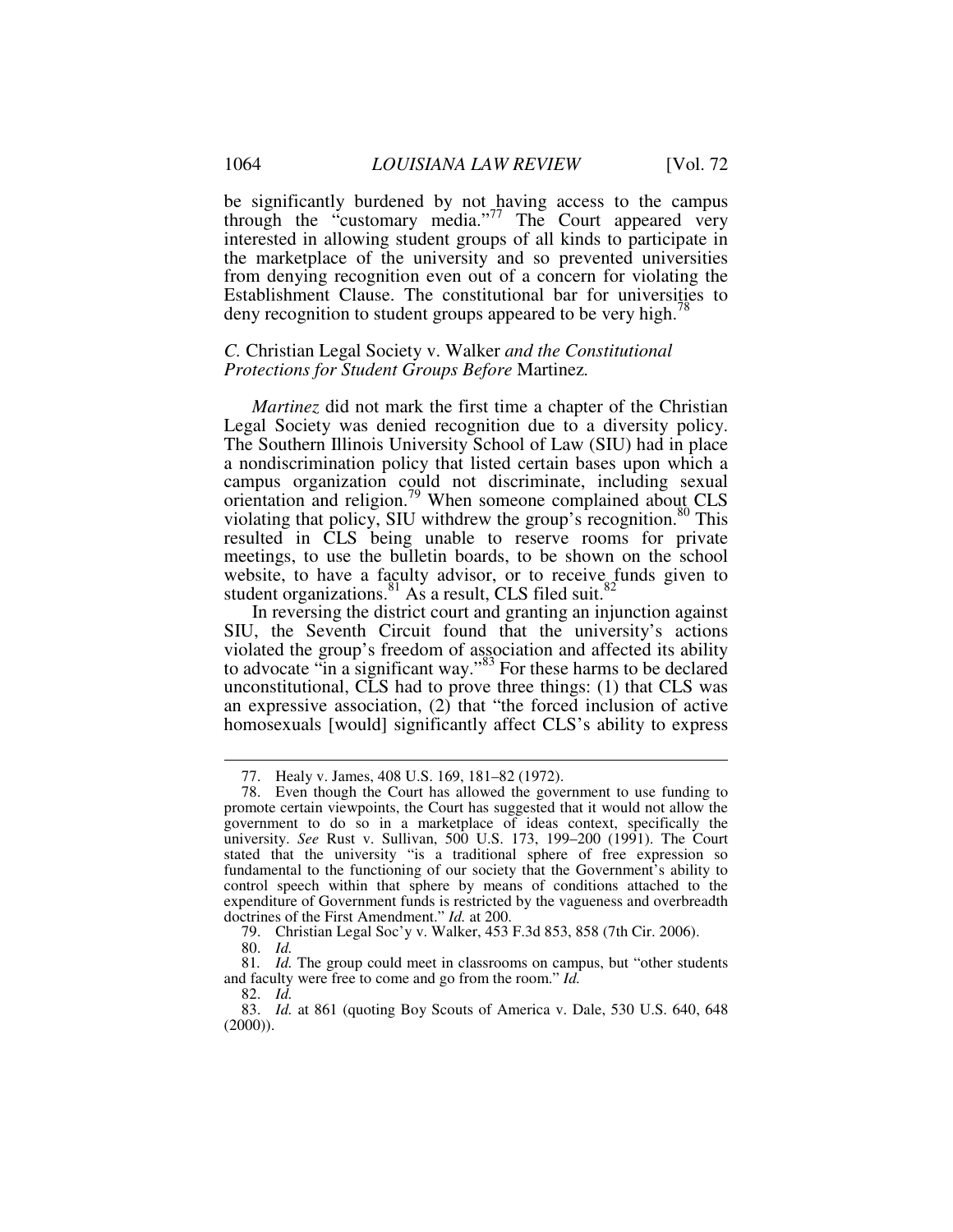be significantly burdened by not having access to the campus through the "customary media."[77] The Court appeared very interested in allowing student groups of all kinds to participate in the marketplace of the university and so prevented universities from denying recognition even out of a concern for violating the Establishment Clause. The constitutional bar for universities to deny recognition to student groups appeared to be very high.[78]

### *C.* Christian Legal Society v. Walker *and the Constitutional Protections for Student Groups Before* Martinez*.*

*Martinez* did not mark the first time a chapter of the Christian Legal Society was denied recognition due to a diversity policy. The Southern Illinois University School of Law (SIU) had in place a nondiscrimination policy that listed certain bases upon which a campus organization could not discriminate, including sexual orientation and religion.[79] When someone complained about CLS violating that policy, SIU withdrew the group's recognition.[80] This resulted in CLS being unable to reserve rooms for private meetings, to use the bulletin boards, to be shown on the school website, to have a faculty advisor, or to receive funds given to student organizations.[81] As a result, CLS filed suit.[82]

In reversing the district court and granting an injunction against SIU, the Seventh Circuit found that the university's actions violated the group's freedom of association and affected its ability to advocate "in a significant way."[83] For these harms to be declared unconstitutional, CLS had to prove three things: (1) that CLS was an expressive association, (2) that "the forced inclusion of active homosexuals [would] significantly affect CLS's ability to express

---

77. Healy v. James, 408 U.S. 169, 181–82 (1972).

78. Even though the Court has allowed the government to use funding to promote certain viewpoints, the Court has suggested that it would not allow the government to do so in a marketplace of ideas context, specifically the university. *See* Rust v. Sullivan, 500 U.S. 173, 199–200 (1991). The Court stated that the university "is a traditional sphere of free expression so fundamental to the functioning of our society that the Government's ability to control speech within that sphere by means of conditions attached to the expenditure of Government funds is restricted by the vagueness and overbreadth doctrines of the First Amendment." *Id.* at 200.

79. Christian Legal Soc'y v. Walker, 453 F.3d 853, 858 (7th Cir. 2006).

80. *Id.*

81. *Id.* The group could meet in classrooms on campus, but "other students and faculty were free to come and go from the room." *Id.*

82. *Id.*

83. *Id.* at 861 (quoting Boy Scouts of America v. Dale, 530 U.S. 640, 648 (2000)).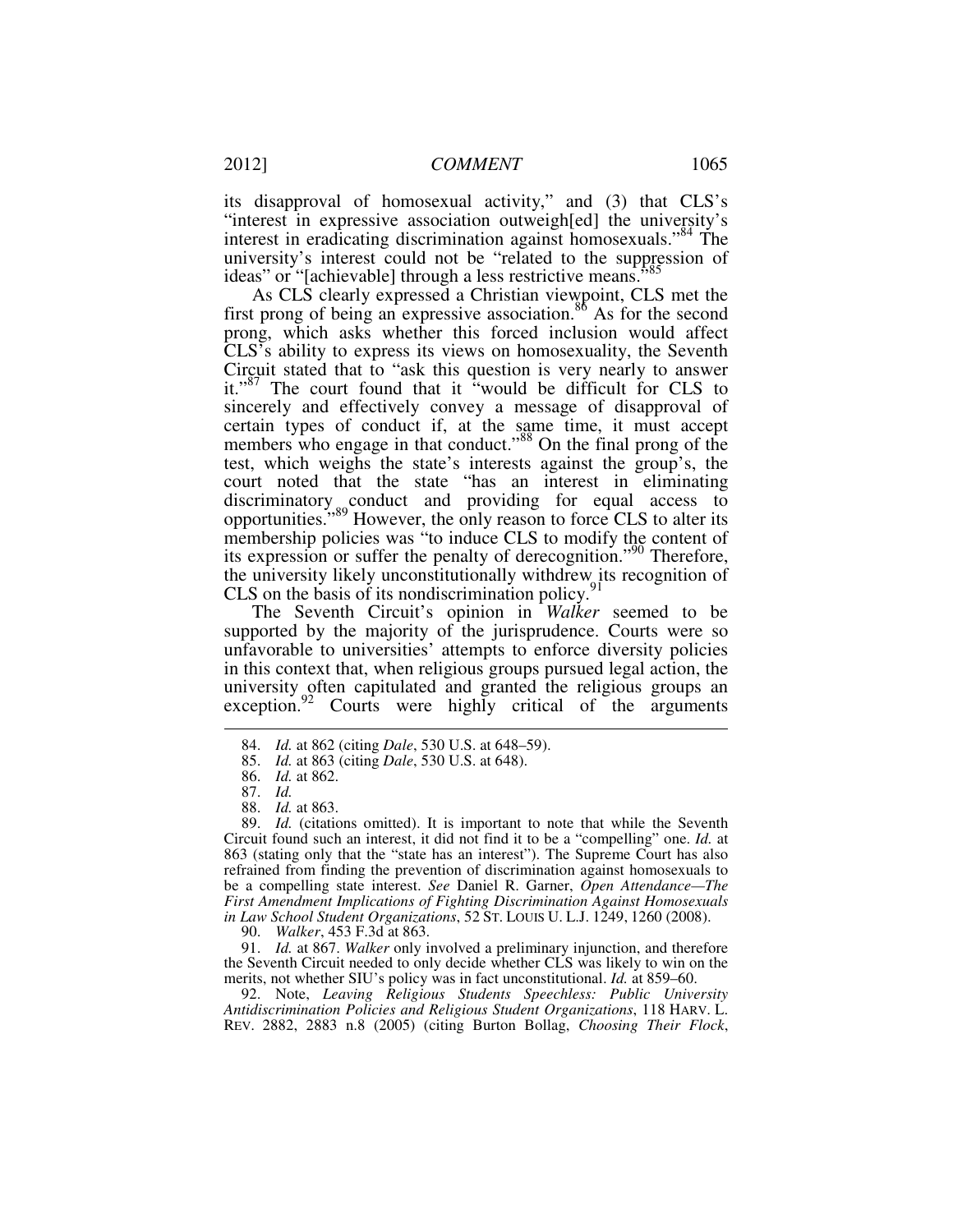its disapproval of homosexual activity," and (3) that CLS's "interest in expressive association outweigh[ed] the university's interest in eradicating discrimination against homosexuals."[84] The university's interest could not be "related to the suppression of ideas" or "[achievable] through a less restrictive means."[85]

As CLS clearly expressed a Christian viewpoint, CLS met the first prong of being an expressive association.[86] As for the second prong, which asks whether this forced inclusion would affect CLS's ability to express its views on homosexuality, the Seventh Circuit stated that to "ask this question is very nearly to answer it."[87] The court found that it "would be difficult for CLS to sincerely and effectively convey a message of disapproval of certain types of conduct if, at the same time, it must accept members who engage in that conduct."[88] On the final prong of the test, which weighs the state's interests against the group's, the court noted that the state "has an interest in eliminating discriminatory conduct and providing for equal access to opportunities."[89] However, the only reason to force CLS to alter its membership policies was "to induce CLS to modify the content of its expression or suffer the penalty of derecognition."[90] Therefore, the university likely unconstitutionally withdrew its recognition of CLS on the basis of its nondiscrimination policy.[91]

The Seventh Circuit's opinion in *Walker* seemed to be supported by the majority of the jurisprudence. Courts were so unfavorable to universities' attempts to enforce diversity policies in this context that, when religious groups pursued legal action, the university often capitulated and granted the religious groups an exception.[92] Courts were highly critical of the arguments

---

84. *Id.* at 862 (citing *Dale*, 530 U.S. at 648–59).

85. *Id.* at 863 (citing *Dale*, 530 U.S. at 648).

86. *Id.* at 862.

87. *Id.*

88. *Id.* at 863.

89. *Id.* (citations omitted). It is important to note that while the Seventh Circuit found such an interest, it did not find it to be a "compelling" one. *Id.* at 863 (stating only that the "state has an interest"). The Supreme Court has also refrained from finding the prevention of discrimination against homosexuals to be a compelling state interest. *See* Daniel R. Garner, *Open Attendance—The First Amendment Implications of Fighting Discrimination Against Homosexuals in Law School Student Organizations*, 52 ST. LOUIS U. L.J. 1249, 1260 (2008).

90. *Walker*, 453 F.3d at 863.

91. *Id.* at 867. *Walker* only involved a preliminary injunction, and therefore the Seventh Circuit needed to only decide whether CLS was likely to win on the merits, not whether SIU's policy was in fact unconstitutional. *Id.* at 859–60.

92. Note, *Leaving Religious Students Speechless: Public University Antidiscrimination Policies and Religious Student Organizations*, 118 HARV. L. REV. 2882, 2883 n.8 (2005) (citing Burton Bollag, *Choosing Their Flock*,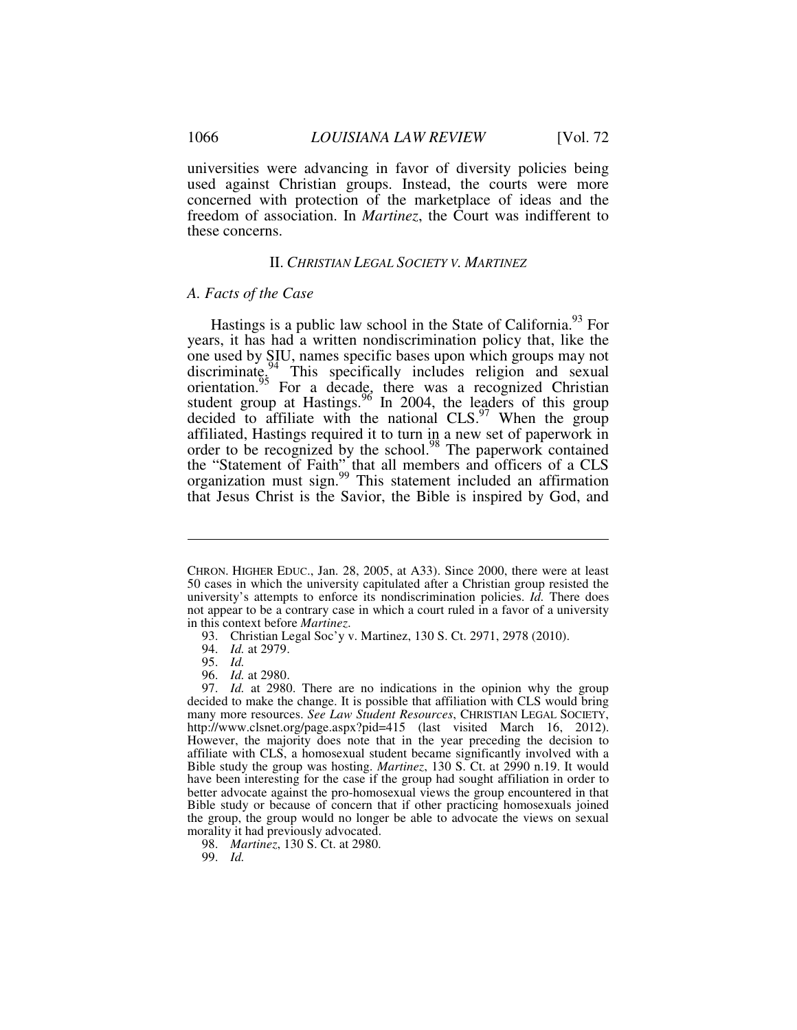universities were advancing in favor of diversity policies being used against Christian groups. Instead, the courts were more concerned with protection of the marketplace of ideas and the freedom of association. In *Martinez*, the Court was indifferent to these concerns.

## II. *CHRISTIAN LEGAL SOCIETY V. MARTINEZ*

### *A. Facts of the Case*

Hastings is a public law school in the State of California.[93] For years, it has had a written nondiscrimination policy that, like the one used by SIU, names specific bases upon which groups may not discriminate.[94] This specifically includes religion and sexual orientation.[95] For a decade, there was a recognized Christian student group at Hastings.[96] In 2004, the leaders of this group decided to affiliate with the national CLS.[97] When the group affiliated, Hastings required it to turn in a new set of paperwork in order to be recognized by the school.[98] The paperwork contained the "Statement of Faith" that all members and officers of a CLS organization must sign.[99] This statement included an affirmation that Jesus Christ is the Savior, the Bible is inspired by God, and

---

CHRON. HIGHER EDUC., Jan. 28, 2005, at A33). Since 2000, there were at least 50 cases in which the university capitulated after a Christian group resisted the university's attempts to enforce its nondiscrimination policies. *Id.* There does not appear to be a contrary case in which a court ruled in a favor of a university in this context before *Martinez*.

93. Christian Legal Soc'y v. Martinez, 130 S. Ct. 2971, 2978 (2010).

94. *Id.* at 2979.

95. *Id.*

96. *Id.* at 2980.

97. *Id.* at 2980. There are no indications in the opinion why the group decided to make the change. It is possible that affiliation with CLS would bring many more resources. *See Law Student Resources*, CHRISTIAN LEGAL SOCIETY, http://www.clsnet.org/page.aspx?pid=415 (last visited March 16, 2012). However, the majority does note that in the year preceding the decision to affiliate with CLS, a homosexual student became significantly involved with a Bible study the group was hosting. *Martinez*, 130 S. Ct. at 2990 n.19. It would have been interesting for the case if the group had sought affiliation in order to better advocate against the pro-homosexual views the group encountered in that Bible study or because of concern that if other practicing homosexuals joined the group, the group would no longer be able to advocate the views on sexual morality it had previously advocated.

98. *Martinez*, 130 S. Ct. at 2980.

99. *Id.*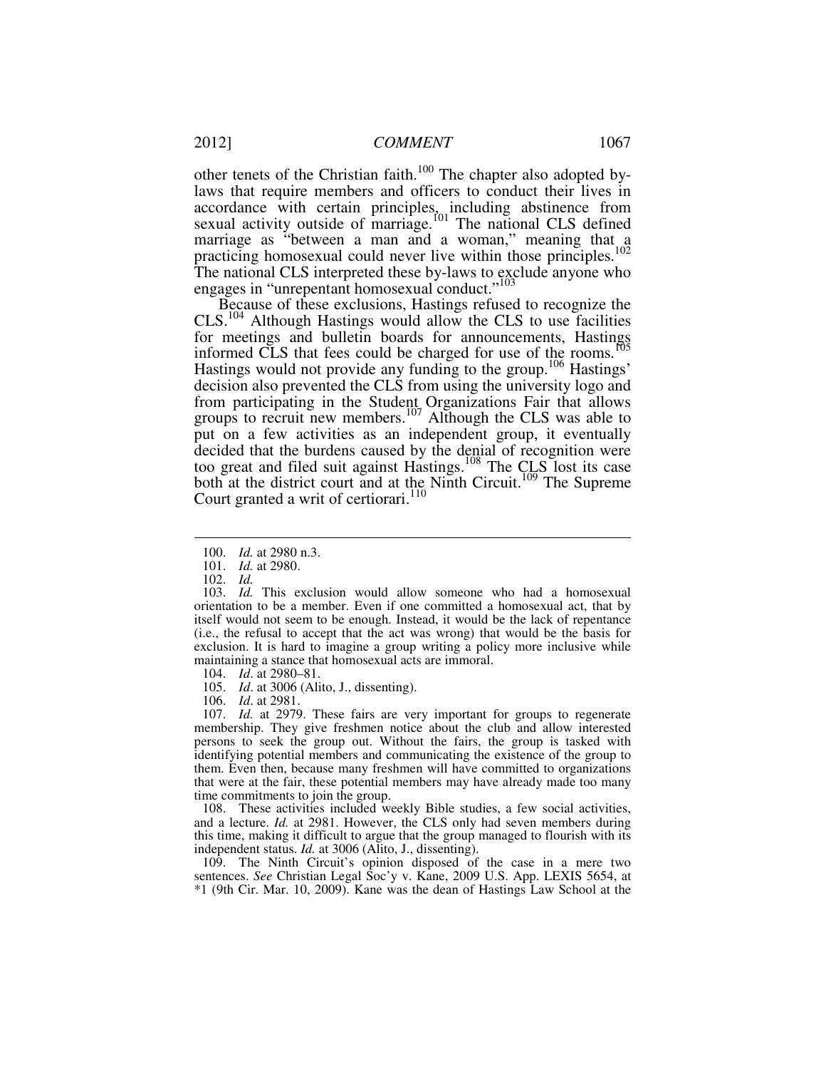other tenets of the Christian faith.[100] The chapter also adopted by-laws that require members and officers to conduct their lives in accordance with certain principles,[101] including abstinence from sexual activity outside of marriage.[101] The national CLS defined marriage as "between a man and a woman," meaning that a practicing homosexual could never live within those principles.[102] The national CLS interpreted these by-laws to exclude anyone who engages in "unrepentant homosexual conduct."[103]

Because of these exclusions, Hastings refused to recognize the CLS.[104] Although Hastings would allow the CLS to use facilities for meetings and bulletin boards for announcements, Hastings informed CLS that fees could be charged for use of the rooms.[105] Hastings would not provide any funding to the group.[106] Hastings' decision also prevented the CLS from using the university logo and from participating in the Student Organizations Fair that allows groups to recruit new members.[107] Although the CLS was able to put on a few activities as an independent group, it eventually decided that the burdens caused by the denial of recognition were too great and filed suit against Hastings.[108] The CLS lost its case both at the district court and at the Ninth Circuit.[109] The Supreme Court granted a writ of certiorari.[110]

---

100. *Id.* at 2980 n.3.

101. *Id.* at 2980.

102. *Id.*

103. *Id.* This exclusion would allow someone who had a homosexual orientation to be a member. Even if one committed a homosexual act, that by itself would not seem to be enough. Instead, it would be the lack of repentance (i.e., the refusal to accept that the act was wrong) that would be the basis for exclusion. It is hard to imagine a group writing a policy more inclusive while maintaining a stance that homosexual acts are immoral.

104. *Id*. at 2980–81.

105. *Id*. at 3006 (Alito, J., dissenting).

106. *Id*. at 2981.

107. *Id.* at 2979. These fairs are very important for groups to regenerate membership. They give freshmen notice about the club and allow interested persons to seek the group out. Without the fairs, the group is tasked with identifying potential members and communicating the existence of the group to them. Even then, because many freshmen will have committed to organizations that were at the fair, these potential members may have already made too many time commitments to join the group.

108. These activities included weekly Bible studies, a few social activities, and a lecture. *Id.* at 2981. However, the CLS only had seven members during this time, making it difficult to argue that the group managed to flourish with its independent status. *Id.* at 3006 (Alito, J., dissenting).

109. The Ninth Circuit's opinion disposed of the case in a mere two sentences. *See* Christian Legal Soc'y v. Kane, 2009 U.S. App. LEXIS 5654, at \*1 (9th Cir. Mar. 10, 2009). Kane was the dean of Hastings Law School at the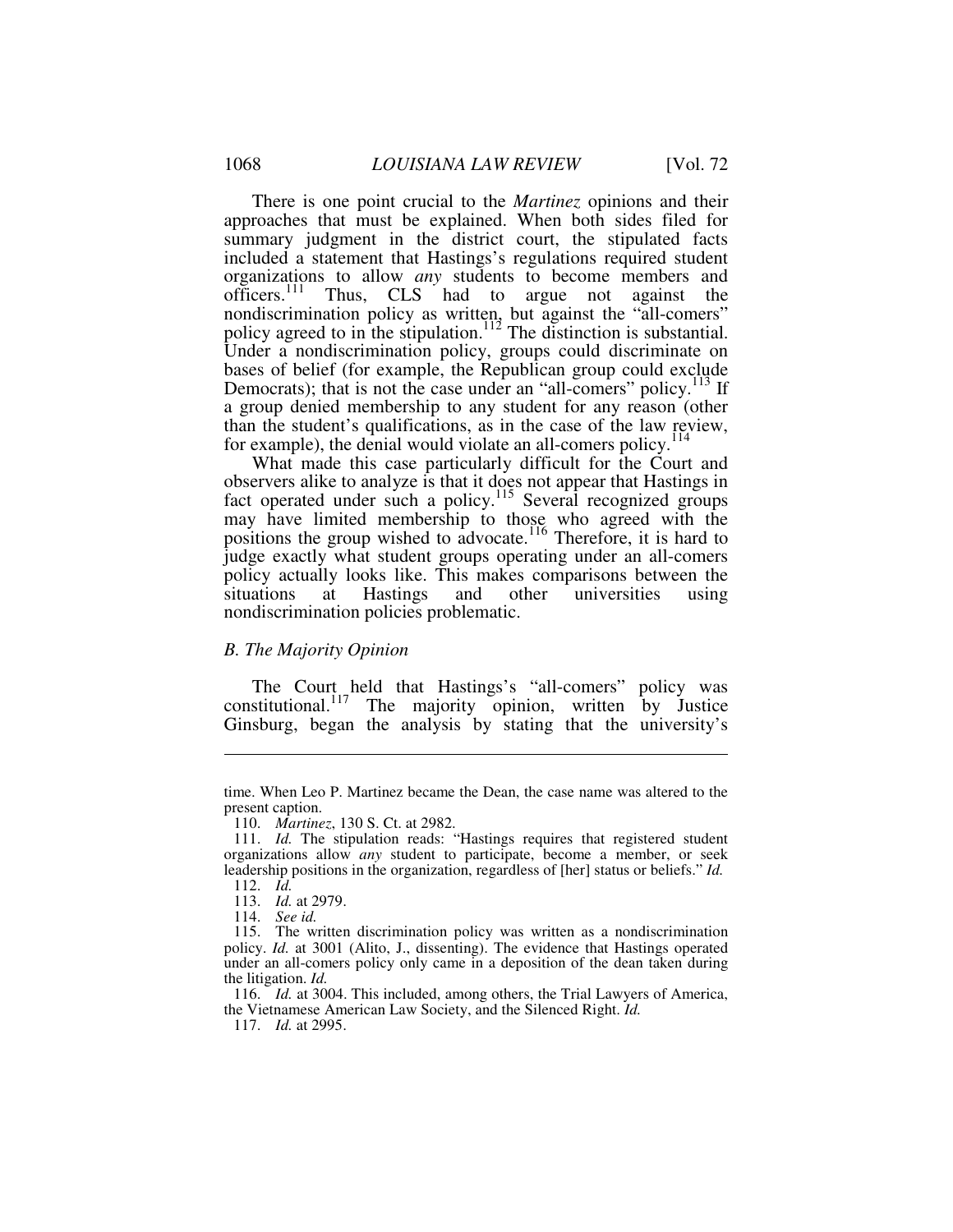There is one point crucial to the *Martinez* opinions and their approaches that must be explained. When both sides filed for summary judgment in the district court, the stipulated facts included a statement that Hastings's regulations required student organizations to allow *any* students to become members and officers.[111] Thus, CLS had to argue not against the nondiscrimination policy as written, but against the "all-comers" policy agreed to in the stipulation.[112] The distinction is substantial. Under a nondiscrimination policy, groups could discriminate on bases of belief (for example, the Republican group could exclude Democrats); that is not the case under an "all-comers" policy.[113] If a group denied membership to any student for any reason (other than the student's qualifications, as in the case of the law review, for example), the denial would violate an all-comers policy.[114]

What made this case particularly difficult for the Court and observers alike to analyze is that it does not appear that Hastings in fact operated under such a policy.[115] Several recognized groups may have limited membership to those who agreed with the positions the group wished to advocate.[116] Therefore, it is hard to judge exactly what student groups operating under an all-comers policy actually looks like. This makes comparisons between the situations at Hastings and other universities using nondiscrimination policies problematic.

### *B. The Majority Opinion*

The Court held that Hastings's "all-comers" policy was constitutional.[117] The majority opinion, written by Justice Ginsburg, began the analysis by stating that the university's

---

time. When Leo P. Martinez became the Dean, the case name was altered to the present caption.

110. *Martinez*, 130 S. Ct. at 2982.

111. *Id.* The stipulation reads: "Hastings requires that registered student organizations allow *any* student to participate, become a member, or seek leadership positions in the organization, regardless of [her] status or beliefs." *Id.*

112. *Id.*

113. *Id.* at 2979.

114. *See id.*

115. The written discrimination policy was written as a nondiscrimination policy. *Id.* at 3001 (Alito, J., dissenting). The evidence that Hastings operated under an all-comers policy only came in a deposition of the dean taken during the litigation. *Id.*

116. *Id.* at 3004. This included, among others, the Trial Lawyers of America, the Vietnamese American Law Society, and the Silenced Right. *Id.*

117. *Id.* at 2995.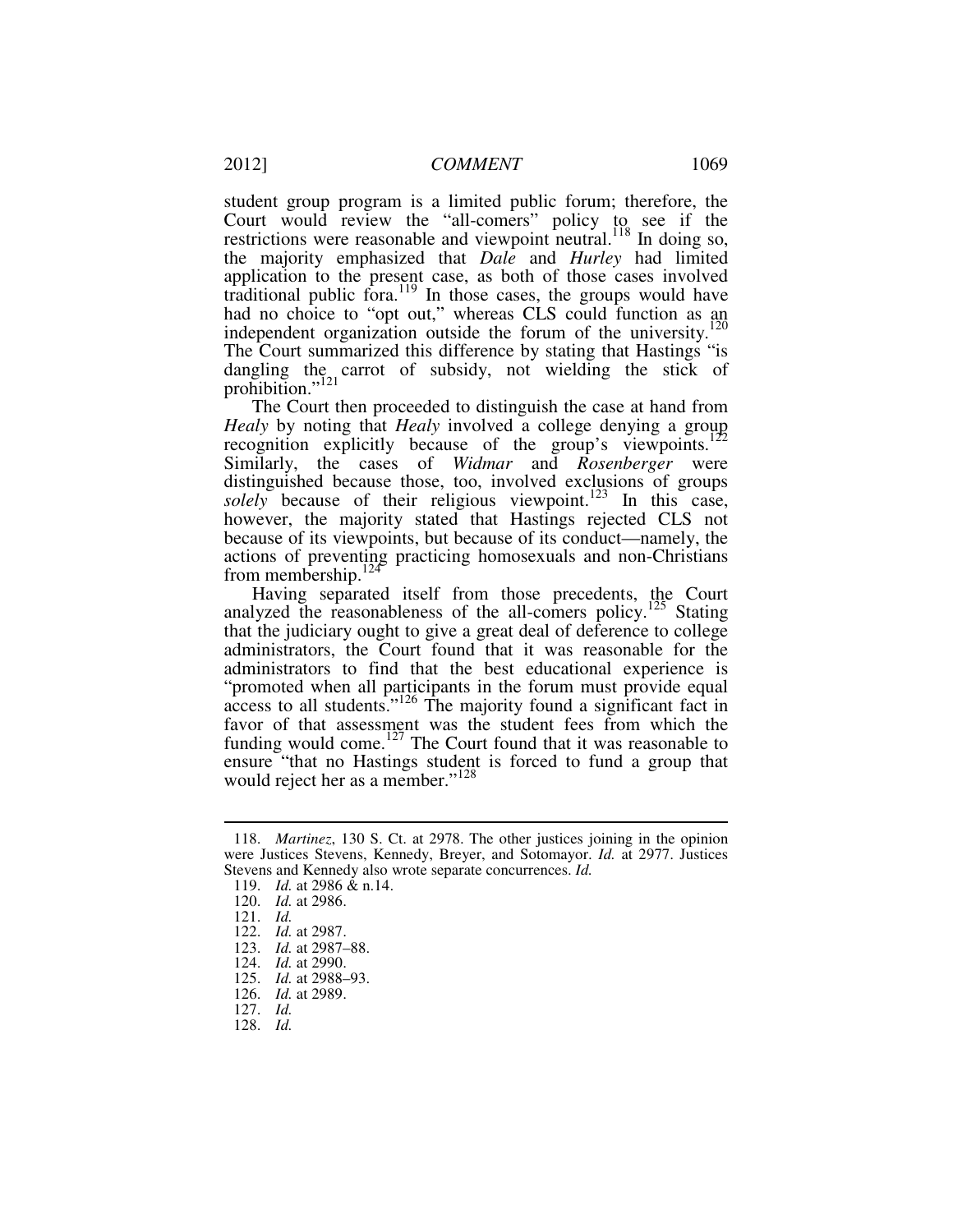student group program is a limited public forum; therefore, the Court would review the "all-comers" policy to see if the restrictions were reasonable and viewpoint neutral.[118] In doing so, the majority emphasized that *Dale* and *Hurley* had limited application to the present case, as both of those cases involved traditional public fora.[119] In those cases, the groups would have had no choice to "opt out," whereas CLS could function as an independent organization outside the forum of the university.[120] The Court summarized this difference by stating that Hastings "is dangling the carrot of subsidy, not wielding the stick of prohibition."[121]

The Court then proceeded to distinguish the case at hand from *Healy* by noting that *Healy* involved a college denying a group recognition explicitly because of the group's viewpoints.[122] Similarly, the cases of *Widmar* and *Rosenberger* were distinguished because those, too, involved exclusions of groups *solely* because of their religious viewpoint.[123] In this case, however, the majority stated that Hastings rejected CLS not because of its viewpoints, but because of its conduct—namely, the actions of preventing practicing homosexuals and non-Christians from membership.[124]

Having separated itself from those precedents, the Court analyzed the reasonableness of the all-comers policy.[125] Stating that the judiciary ought to give a great deal of deference to college administrators, the Court found that it was reasonable for the administrators to find that the best educational experience is "promoted when all participants in the forum must provide equal access to all students."[126] The majority found a significant fact in favor of that assessment was the student fees from which the funding would come.[127] The Court found that it was reasonable to ensure "that no Hastings student is forced to fund a group that would reject her as a member."[128]

---

118. *Martinez*, 130 S. Ct. at 2978. The other justices joining in the opinion were Justices Stevens, Kennedy, Breyer, and Sotomayor. *Id.* at 2977. Justices Stevens and Kennedy also wrote separate concurrences. *Id.*

119. *Id.* at 2986 & n.14.

120. *Id.* at 2986.

121. *Id.*

122. *Id.* at 2987.

123. *Id.* at 2987–88.

124. *Id.* at 2990.

125. *Id.* at 2988–93.

126. *Id.* at 2989.

127. *Id.*

128. *Id.*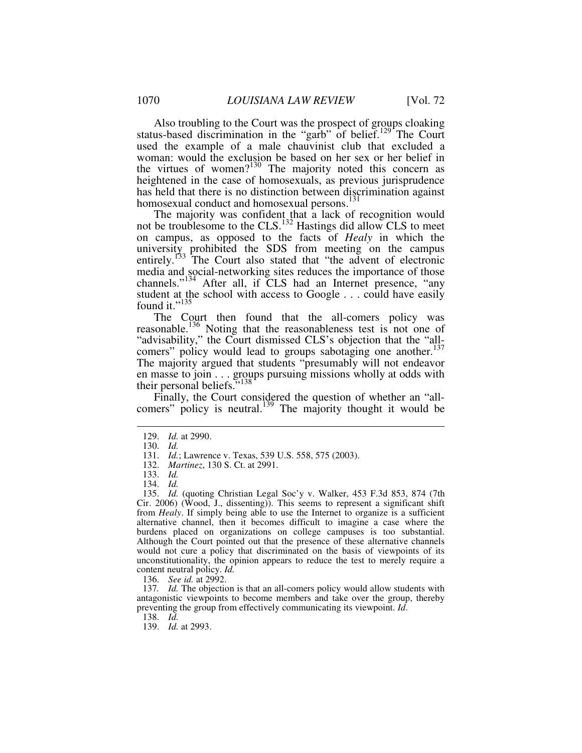Also troubling to the Court was the prospect of groups cloaking status-based discrimination in the "garb" of belief.[129] The Court used the example of a male chauvinist club that excluded a woman: would the exclusion be based on her sex or her belief in the virtues of women?[130] The majority noted this concern as heightened in the case of homosexuals, as previous jurisprudence has held that there is no distinction between discrimination against homosexual conduct and homosexual persons.[131]

The majority was confident that a lack of recognition would not be troublesome to the CLS.[132] Hastings did allow CLS to meet on campus, as opposed to the facts of *Healy* in which the university prohibited the SDS from meeting on the campus entirely.[133] The Court also stated that "the advent of electronic media and social-networking sites reduces the importance of those channels."[134] After all, if CLS had an Internet presence, "any student at the school with access to Google . . . could have easily found it."[135]

The Court then found that the all-comers policy was reasonable.[136] Noting that the reasonableness test is not one of "advisability," the Court dismissed CLS's objection that the "all-comers" policy would lead to groups sabotaging one another.[137] The majority argued that students "presumably will not endeavor en masse to join . . . groups pursuing missions wholly at odds with their personal beliefs."[138]

Finally, the Court considered the question of whether an "all-comers" policy is neutral.[139] The majority thought it would be

---

129. *Id.* at 2990.

130. *Id.*

131. *Id.*; Lawrence v. Texas, 539 U.S. 558, 575 (2003).

132. *Martinez*, 130 S. Ct. at 2991.

133. *Id.*

134. *Id.*

135. *Id.* (quoting Christian Legal Soc'y v. Walker, 453 F.3d 853, 874 (7th Cir. 2006) (Wood, J., dissenting)). This seems to represent a significant shift from *Healy*. If simply being able to use the Internet to organize is a sufficient alternative channel, then it becomes difficult to imagine a case where the burdens placed on organizations on college campuses is too substantial. Although the Court pointed out that the presence of these alternative channels would not cure a policy that discriminated on the basis of viewpoints of its unconstitutionality, the opinion appears to reduce the test to merely require a content neutral policy. *Id.*

136. *See id.* at 2992.

137. *Id.* The objection is that an all-comers policy would allow students with antagonistic viewpoints to become members and take over the group, thereby preventing the group from effectively communicating its viewpoint. *Id.*

138. *Id.*

139. *Id.* at 2993.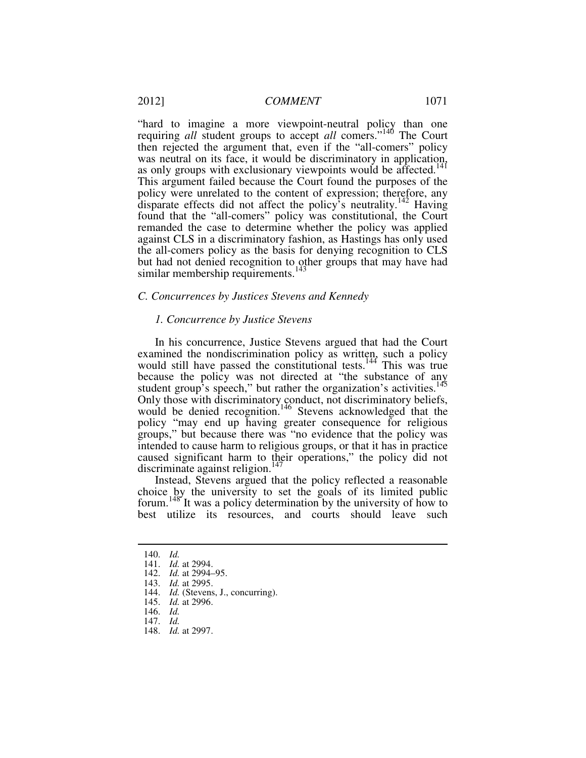"hard to imagine a more viewpoint-neutral policy than one requiring *all* student groups to accept *all* comers."[140] The Court then rejected the argument that, even if the "all-comers" policy was neutral on its face, it would be discriminatory in application, as only groups with exclusionary viewpoints would be affected.[141] This argument failed because the Court found the purposes of the policy were unrelated to the content of expression; therefore, any disparate effects did not affect the policy's neutrality.[142] Having found that the "all-comers" policy was constitutional, the Court remanded the case to determine whether the policy was applied against CLS in a discriminatory fashion, as Hastings has only used the all-comers policy as the basis for denying recognition to CLS but had not denied recognition to other groups that may have had similar membership requirements.[143]

### *C. Concurrences by Justices Stevens and Kennedy*

#### *1. Concurrence by Justice Stevens*

In his concurrence, Justice Stevens argued that had the Court examined the nondiscrimination policy as written, such a policy would still have passed the constitutional tests.[144] This was true because the policy was not directed at "the substance of any student group's speech," but rather the organization's activities.[145] Only those with discriminatory conduct, not discriminatory beliefs, would be denied recognition.[146] Stevens acknowledged that the policy "may end up having greater consequence for religious groups," but because there was "no evidence that the policy was intended to cause harm to religious groups, or that it has in practice caused significant harm to their operations," the policy did not discriminate against religion.[147]

Instead, Stevens argued that the policy reflected a reasonable choice by the university to set the goals of its limited public forum.[148] It was a policy determination by the university of how to best utilize its resources, and courts should leave such

---

140. *Id.*
141. *Id.* at 2994.
142. *Id.* at 2994–95.
143. *Id.* at 2995.
144. *Id.* (Stevens, J., concurring).
145. *Id.* at 2996.
146. *Id.*
147. *Id.*
148. *Id.* at 2997.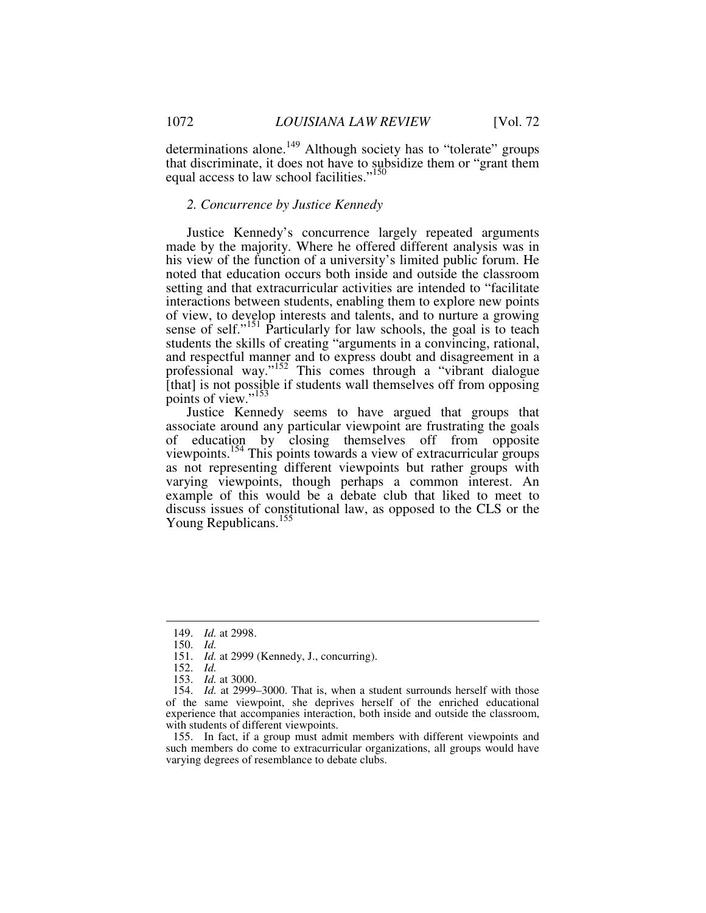determinations alone.[149] Although society has to "tolerate" groups that discriminate, it does not have to subsidize them or "grant them equal access to law school facilities."[150]

*2. Concurrence by Justice Kennedy*

Justice Kennedy's concurrence largely repeated arguments made by the majority. Where he offered different analysis was in his view of the function of a university's limited public forum. He noted that education occurs both inside and outside the classroom setting and that extracurricular activities are intended to "facilitate interactions between students, enabling them to explore new points of view, to develop interests and talents, and to nurture a growing sense of self."[151] Particularly for law schools, the goal is to teach students the skills of creating "arguments in a convincing, rational, and respectful manner and to express doubt and disagreement in a professional way."[152] This comes through a "vibrant dialogue [that] is not possible if students wall themselves off from opposing points of view."[153]

Justice Kennedy seems to have argued that groups that associate around any particular viewpoint are frustrating the goals of education by closing themselves off from opposite viewpoints.[154] This points towards a view of extracurricular groups as not representing different viewpoints but rather groups with varying viewpoints, though perhaps a common interest. An example of this would be a debate club that liked to meet to discuss issues of constitutional law, as opposed to the CLS or the Young Republicans.[155]

---

149. *Id.* at 2998.

150. *Id.*

151. *Id.* at 2999 (Kennedy, J., concurring).

152. *Id.*

153. *Id.* at 3000.

154. *Id.* at 2999–3000. That is, when a student surrounds herself with those of the same viewpoint, she deprives herself of the enriched educational experience that accompanies interaction, both inside and outside the classroom, with students of different viewpoints.

155. In fact, if a group must admit members with different viewpoints and such members do come to extracurricular organizations, all groups would have varying degrees of resemblance to debate clubs.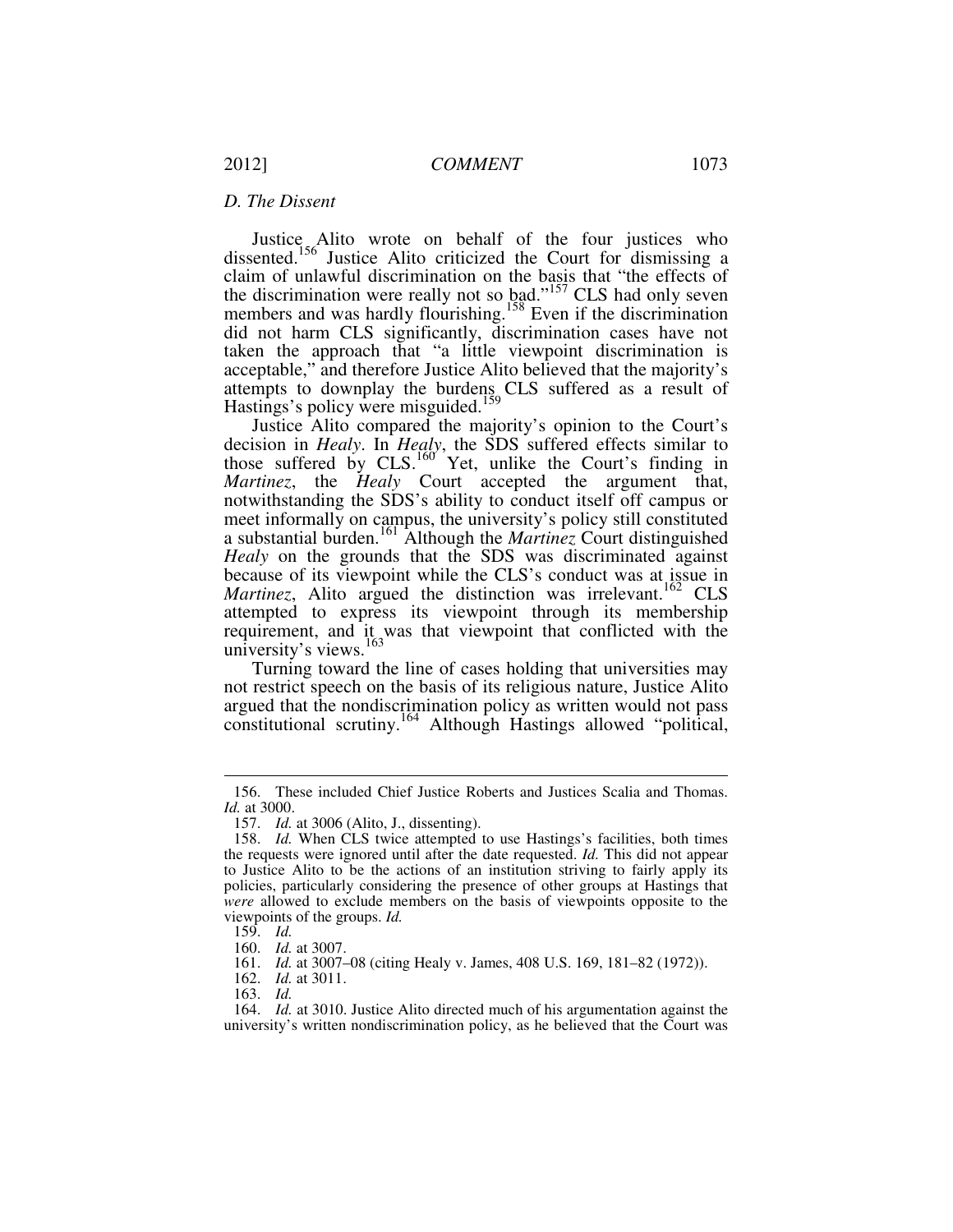### *D. The Dissent*

Justice Alito wrote on behalf of the four justices who dissented.[156] Justice Alito criticized the Court for dismissing a claim of unlawful discrimination on the basis that "the effects of the discrimination were really not so bad."[157] CLS had only seven members and was hardly flourishing.[158] Even if the discrimination did not harm CLS significantly, discrimination cases have not taken the approach that "a little viewpoint discrimination is acceptable," and therefore Justice Alito believed that the majority's attempts to downplay the burdens CLS suffered as a result of Hastings's policy were misguided.[159]

Justice Alito compared the majority's opinion to the Court's decision in *Healy*. In *Healy*, the SDS suffered effects similar to those suffered by CLS.[160] Yet, unlike the Court's finding in *Martinez*, the *Healy* Court accepted the argument that, notwithstanding the SDS's ability to conduct itself off campus or meet informally on campus, the university's policy still constituted a substantial burden.[161] Although the *Martinez* Court distinguished *Healy* on the grounds that the SDS was discriminated against because of its viewpoint while the CLS's conduct was at issue in *Martinez*, Alito argued the distinction was irrelevant.[162] CLS attempted to express its viewpoint through its membership requirement, and it was that viewpoint that conflicted with the university's views.[163]

Turning toward the line of cases holding that universities may not restrict speech on the basis of its religious nature, Justice Alito argued that the nondiscrimination policy as written would not pass constitutional scrutiny.[164] Although Hastings allowed "political,

---

156. These included Chief Justice Roberts and Justices Scalia and Thomas. *Id.* at 3000.

157. *Id.* at 3006 (Alito, J., dissenting).

158. *Id.* When CLS twice attempted to use Hastings's facilities, both times the requests were ignored until after the date requested. *Id.* This did not appear to Justice Alito to be the actions of an institution striving to fairly apply its policies, particularly considering the presence of other groups at Hastings that *were* allowed to exclude members on the basis of viewpoints opposite to the viewpoints of the groups. *Id.*

159. *Id.*

160. *Id.* at 3007.

161. *Id.* at 3007–08 (citing Healy v. James, 408 U.S. 169, 181–82 (1972)).

162. *Id.* at 3011.

163. *Id.*

164. *Id.* at 3010. Justice Alito directed much of his argumentation against the university's written nondiscrimination policy, as he believed that the Court was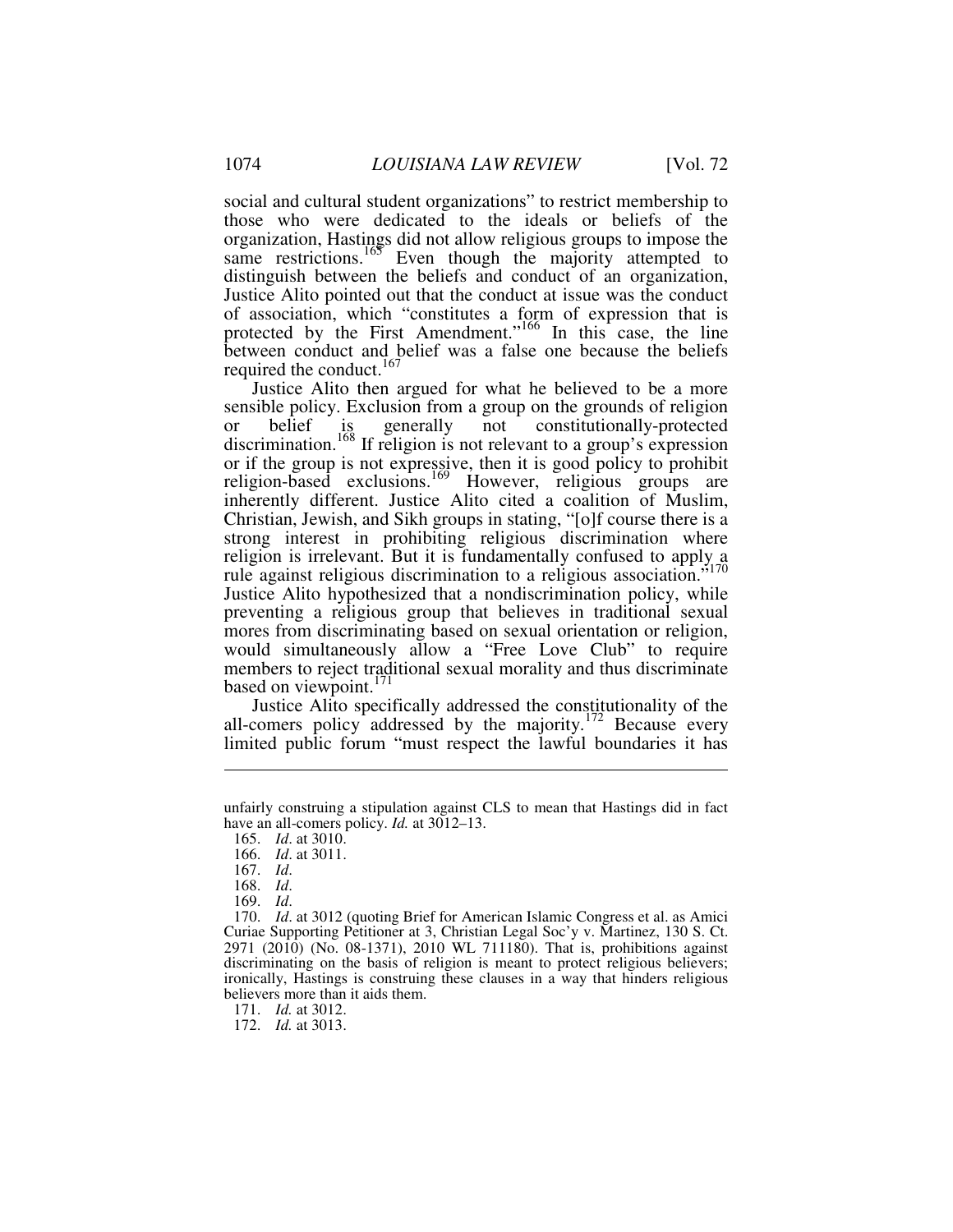social and cultural student organizations" to restrict membership to those who were dedicated to the ideals or beliefs of the organization, Hastings did not allow religious groups to impose the same restrictions.[165] Even though the majority attempted to distinguish between the beliefs and conduct of an organization, Justice Alito pointed out that the conduct at issue was the conduct of association, which "constitutes a form of expression that is protected by the First Amendment."[166] In this case, the line between conduct and belief was a false one because the beliefs required the conduct.[167]

Justice Alito then argued for what he believed to be a more sensible policy. Exclusion from a group on the grounds of religion or belief is generally not constitutionally-protected discrimination.[168] If religion is not relevant to a group's expression or if the group is not expressive, then it is good policy to prohibit religion-based exclusions.[169] However, religious groups are inherently different. Justice Alito cited a coalition of Muslim, Christian, Jewish, and Sikh groups in stating, "[o]f course there is a strong interest in prohibiting religious discrimination where religion is irrelevant. But it is fundamentally confused to apply a rule against religious discrimination to a religious association."[170] Justice Alito hypothesized that a nondiscrimination policy, while preventing a religious group that believes in traditional sexual mores from discriminating based on sexual orientation or religion, would simultaneously allow a "Free Love Club" to require members to reject traditional sexual morality and thus discriminate based on viewpoint.[171]

Justice Alito specifically addressed the constitutionality of the all-comers policy addressed by the majority.[172] Because every limited public forum "must respect the lawful boundaries it has

---

unfairly construing a stipulation against CLS to mean that Hastings did in fact have an all-comers policy. *Id.* at 3012–13.

165. *Id*. at 3010.

166. *Id*. at 3011.

167. *Id*.

168. *Id*.

169. *Id*.

170. *Id*. at 3012 (quoting Brief for American Islamic Congress et al. as Amici Curiae Supporting Petitioner at 3, Christian Legal Soc'y v. Martinez, 130 S. Ct. 2971 (2010) (No. 08-1371), 2010 WL 711180). That is, prohibitions against discriminating on the basis of religion is meant to protect religious believers; ironically, Hastings is construing these clauses in a way that hinders religious believers more than it aids them.

171. *Id.* at 3012.

172. *Id.* at 3013.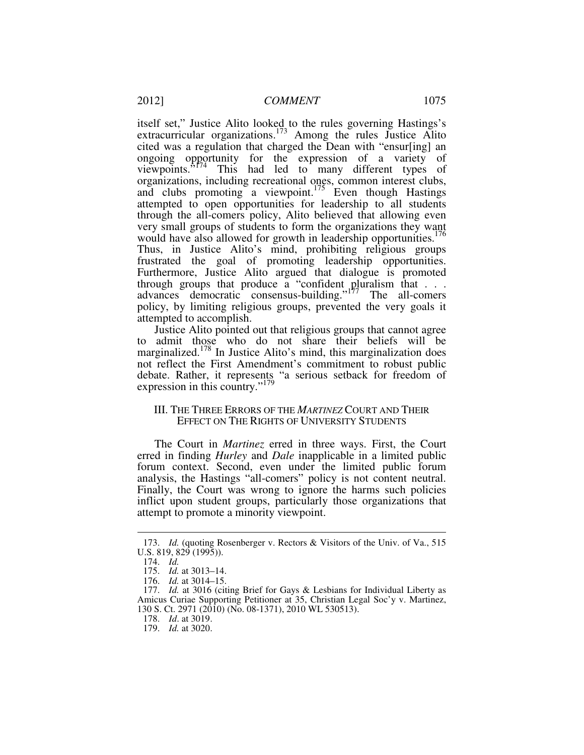itself set," Justice Alito looked to the rules governing Hastings's extracurricular organizations.[173] Among the rules Justice Alito cited was a regulation that charged the Dean with "ensur[ing] an ongoing opportunity for the expression of a variety of viewpoints."[174] This had led to many different types of organizations, including recreational ones, common interest clubs, and clubs promoting a viewpoint.[175] Even though Hastings attempted to open opportunities for leadership to all students through the all-comers policy, Alito believed that allowing even very small groups of students to form the organizations they want would have also allowed for growth in leadership opportunities.[176] Thus, in Justice Alito's mind, prohibiting religious groups frustrated the goal of promoting leadership opportunities. Furthermore, Justice Alito argued that dialogue is promoted through groups that produce a "confident pluralism that . . . advances democratic consensus-building."[177] The all-comers policy, by limiting religious groups, prevented the very goals it attempted to accomplish.

Justice Alito pointed out that religious groups that cannot agree to admit those who do not share their beliefs will be marginalized.[178] In Justice Alito's mind, this marginalization does not reflect the First Amendment's commitment to robust public debate. Rather, it represents "a serious setback for freedom of expression in this country."[179]

## III. THE THREE ERRORS OF THE *MARTINEZ* COURT AND THEIR EFFECT ON THE RIGHTS OF UNIVERSITY STUDENTS

The Court in *Martinez* erred in three ways. First, the Court erred in finding *Hurley* and *Dale* inapplicable in a limited public forum context. Second, even under the limited public forum analysis, the Hastings "all-comers" policy is not content neutral. Finally, the Court was wrong to ignore the harms such policies inflict upon student groups, particularly those organizations that attempt to promote a minority viewpoint.

---

173. *Id.* (quoting Rosenberger v. Rectors & Visitors of the Univ. of Va., 515 U.S. 819, 829 (1995)).

174. *Id.*

175. *Id.* at 3013–14.

176. *Id.* at 3014–15.

177. *Id.* at 3016 (citing Brief for Gays & Lesbians for Individual Liberty as Amicus Curiae Supporting Petitioner at 35, Christian Legal Soc'y v. Martinez, 130 S. Ct. 2971 (2010) (No. 08-1371), 2010 WL 530513).

178. *Id*. at 3019.

179. *Id.* at 3020.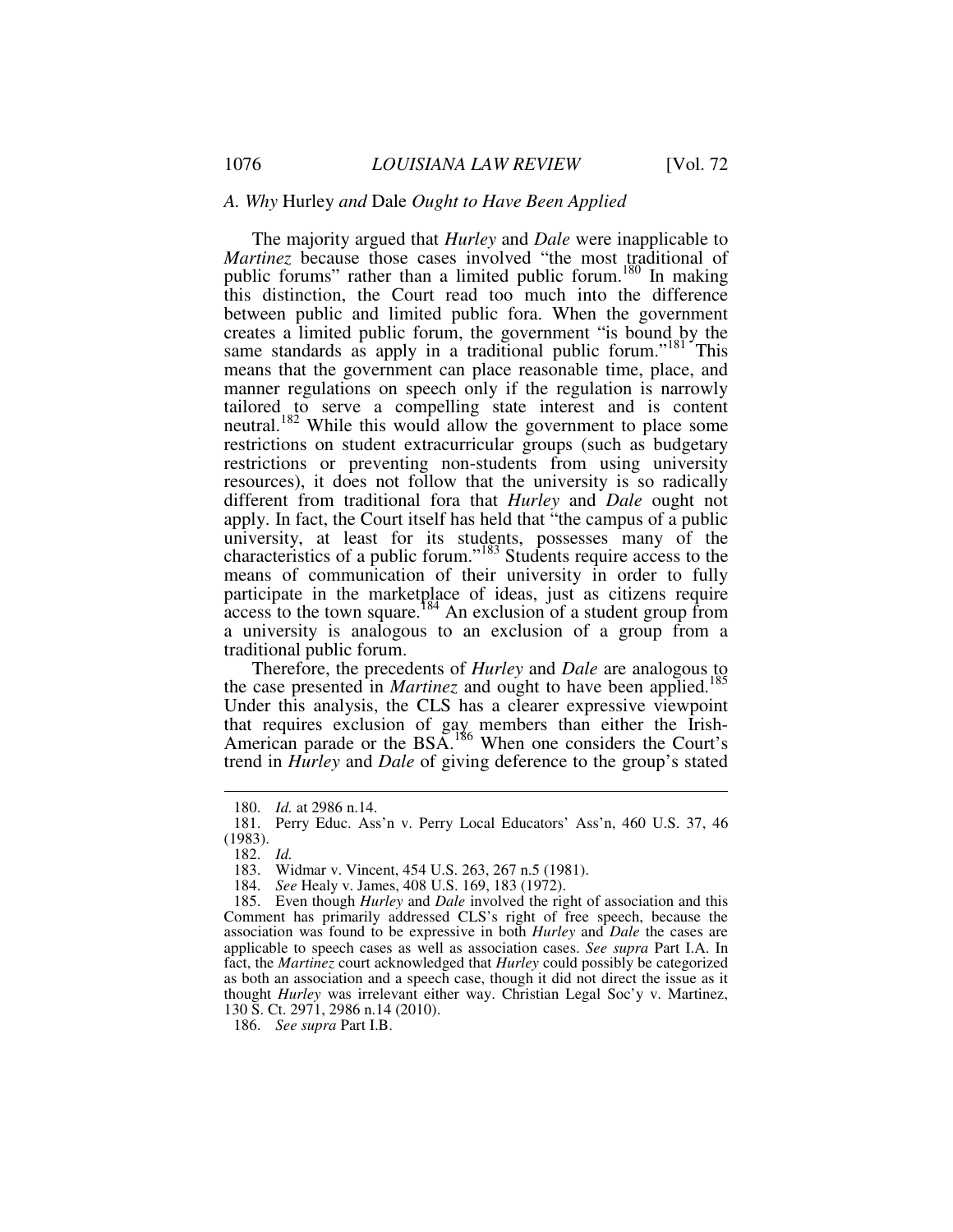### *A. Why* Hurley *and* Dale *Ought to Have Been Applied*

The majority argued that *Hurley* and *Dale* were inapplicable to *Martinez* because those cases involved "the most traditional of public forums" rather than a limited public forum.[180] In making this distinction, the Court read too much into the difference between public and limited public fora. When the government creates a limited public forum, the government "is bound by the same standards as apply in a traditional public forum."[181] This means that the government can place reasonable time, place, and manner regulations on speech only if the regulation is narrowly tailored to serve a compelling state interest and is content neutral.[182] While this would allow the government to place some restrictions on student extracurricular groups (such as budgetary restrictions or preventing non-students from using university resources), it does not follow that the university is so radically different from traditional fora that *Hurley* and *Dale* ought not apply. In fact, the Court itself has held that "the campus of a public university, at least for its students, possesses many of the characteristics of a public forum."[183] Students require access to the means of communication of their university in order to fully participate in the marketplace of ideas, just as citizens require access to the town square.[184] An exclusion of a student group from a university is analogous to an exclusion of a group from a traditional public forum.

Therefore, the precedents of *Hurley* and *Dale* are analogous to the case presented in *Martinez* and ought to have been applied.[185] Under this analysis, the CLS has a clearer expressive viewpoint that requires exclusion of gay members than either the Irish-American parade or the BSA.[186] When one considers the Court's trend in *Hurley* and *Dale* of giving deference to the group's stated

---

180. *Id.* at 2986 n.14.

181. Perry Educ. Ass'n v. Perry Local Educators' Ass'n, 460 U.S. 37, 46 (1983).

182. *Id.*

183. Widmar v. Vincent, 454 U.S. 263, 267 n.5 (1981).

184. *See* Healy v. James, 408 U.S. 169, 183 (1972).

185. Even though *Hurley* and *Dale* involved the right of association and this Comment has primarily addressed CLS's right of free speech, because the association was found to be expressive in both *Hurley* and *Dale* the cases are applicable to speech cases as well as association cases. *See supra* Part I.A. In fact, the *Martinez* court acknowledged that *Hurley* could possibly be categorized as both an association and a speech case, though it did not direct the issue as it thought *Hurley* was irrelevant either way. Christian Legal Soc'y v. Martinez, 130 S. Ct. 2971, 2986 n.14 (2010).

186. *See supra* Part I.B.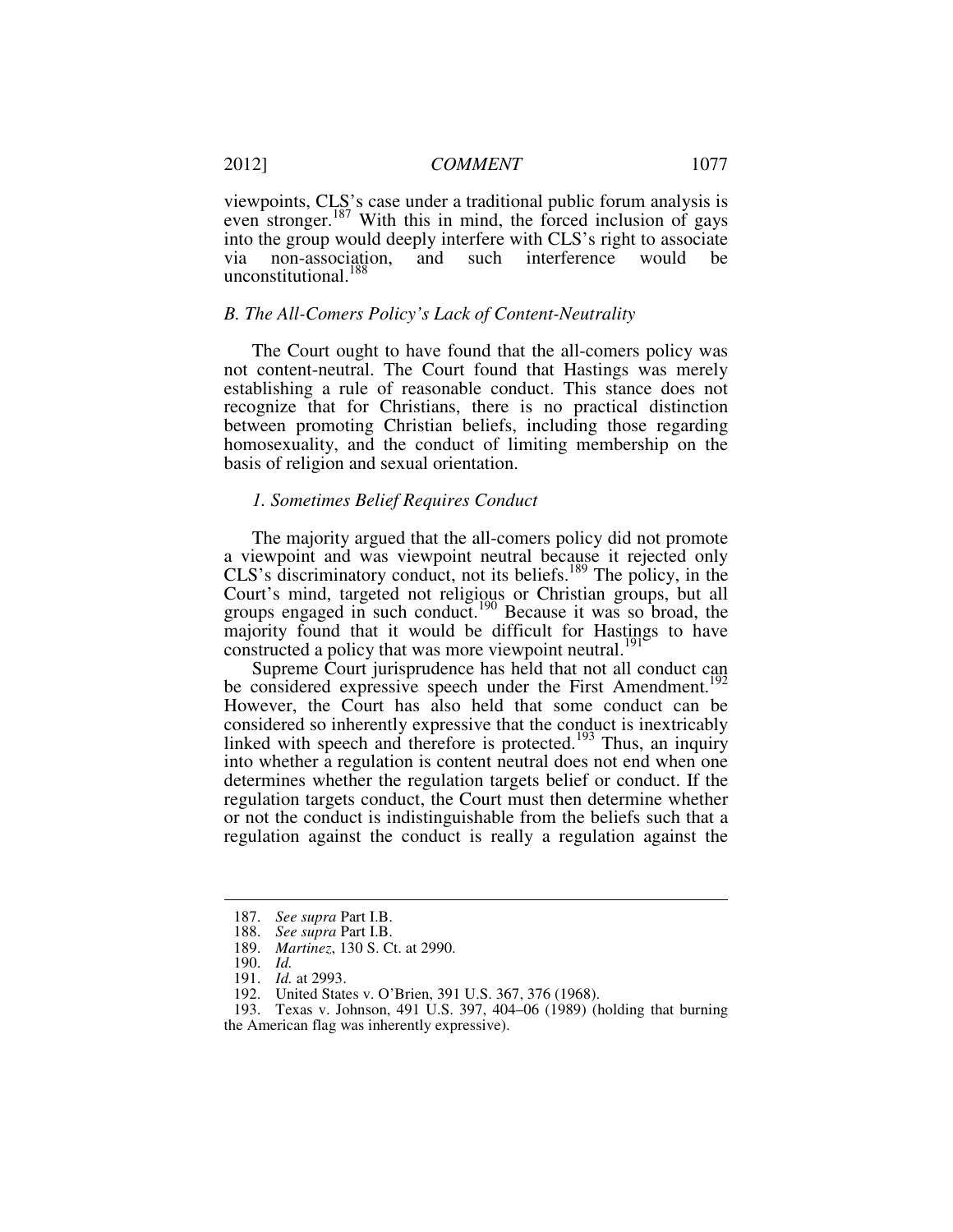viewpoints, CLS's case under a traditional public forum analysis is even stronger.[187] With this in mind, the forced inclusion of gays into the group would deeply interfere with CLS's right to associate via non-association, and such interference would be unconstitutional.[188]

### *B. The All-Comers Policy's Lack of Content-Neutrality*

The Court ought to have found that the all-comers policy was not content-neutral. The Court found that Hastings was merely establishing a rule of reasonable conduct. This stance does not recognize that for Christians, there is no practical distinction between promoting Christian beliefs, including those regarding homosexuality, and the conduct of limiting membership on the basis of religion and sexual orientation.

#### *1. Sometimes Belief Requires Conduct*

The majority argued that the all-comers policy did not promote a viewpoint and was viewpoint neutral because it rejected only CLS's discriminatory conduct, not its beliefs.[189] The policy, in the Court's mind, targeted not religious or Christian groups, but all groups engaged in such conduct.[190] Because it was so broad, the majority found that it would be difficult for Hastings to have constructed a policy that was more viewpoint neutral.[191]

Supreme Court jurisprudence has held that not all conduct can be considered expressive speech under the First Amendment.[192] However, the Court has also held that some conduct can be considered so inherently expressive that the conduct is inextricably linked with speech and therefore is protected.[193] Thus, an inquiry into whether a regulation is content neutral does not end when one determines whether the regulation targets belief or conduct. If the regulation targets conduct, the Court must then determine whether or not the conduct is indistinguishable from the beliefs such that a regulation against the conduct is really a regulation against the

---

187. *See supra* Part I.B.
188. *See supra* Part I.B.
189. *Martinez*, 130 S. Ct. at 2990.
190. *Id.*
191. *Id.* at 2993.
192. United States v. O'Brien, 391 U.S. 367, 376 (1968).
193. Texas v. Johnson, 491 U.S. 397, 404–06 (1989) (holding that burning the American flag was inherently expressive).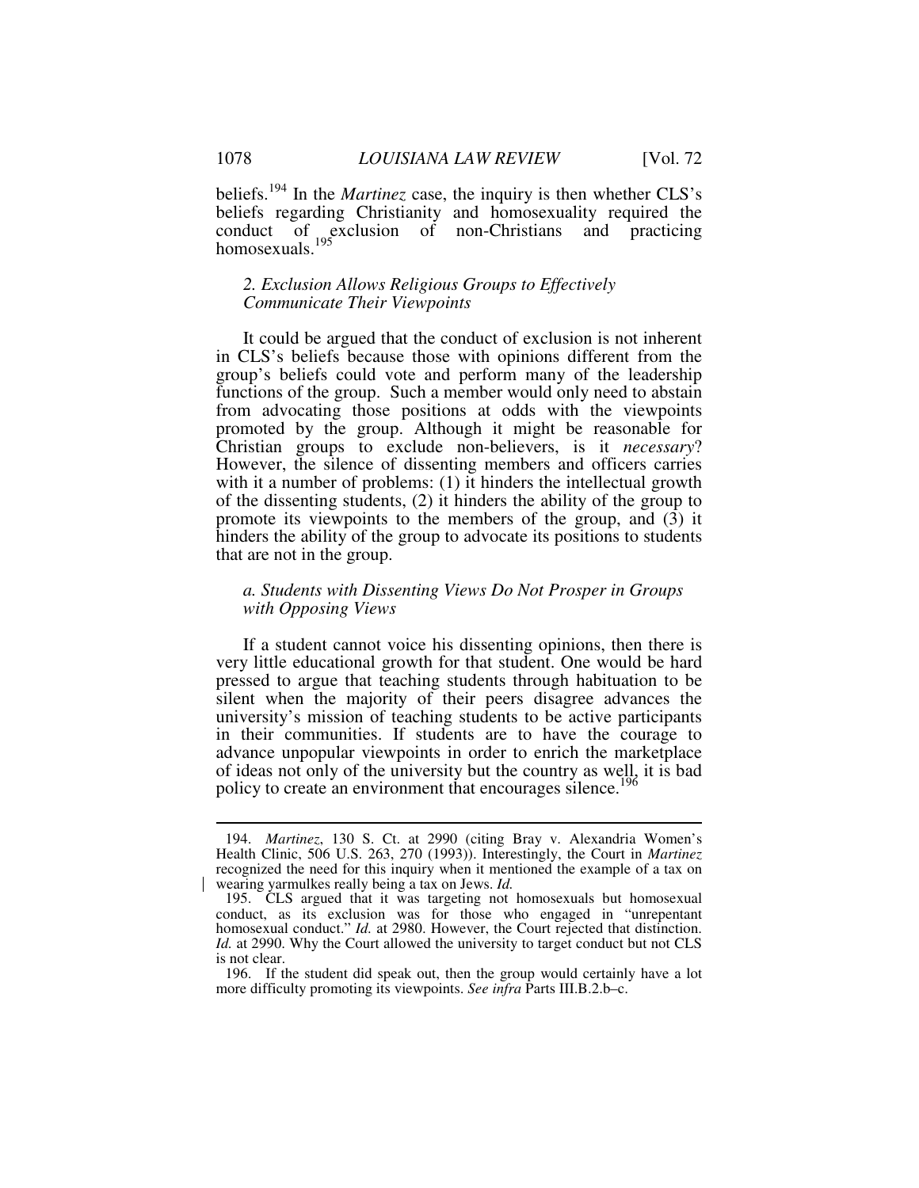beliefs.[194] In the *Martinez* case, the inquiry is then whether CLS's beliefs regarding Christianity and homosexuality required the conduct of exclusion of non-Christians and practicing homosexuals.[195]

### 2. Exclusion Allows Religious Groups to Effectively Communicate Their Viewpoints

It could be argued that the conduct of exclusion is not inherent in CLS's beliefs because those with opinions different from the group's beliefs could vote and perform many of the leadership functions of the group. Such a member would only need to abstain from advocating those positions at odds with the viewpoints promoted by the group. Although it might be reasonable for Christian groups to exclude non-believers, is it *necessary*? However, the silence of dissenting members and officers carries with it a number of problems: (1) it hinders the intellectual growth of the dissenting students, (2) it hinders the ability of the group to promote its viewpoints to the members of the group, and (3) it hinders the ability of the group to advocate its positions to students that are not in the group.

#### a. Students with Dissenting Views Do Not Prosper in Groups with Opposing Views

If a student cannot voice his dissenting opinions, then there is very little educational growth for that student. One would be hard pressed to argue that teaching students through habituation to be silent when the majority of their peers disagree advances the university's mission of teaching students to be active participants in their communities. If students are to have the courage to advance unpopular viewpoints in order to enrich the marketplace of ideas not only of the university but the country as well, it is bad policy to create an environment that encourages silence.[196]

---

194. *Martinez*, 130 S. Ct. at 2990 (citing Bray v. Alexandria Women's Health Clinic, 506 U.S. 263, 270 (1993)). Interestingly, the Court in *Martinez* recognized the need for this inquiry when it mentioned the example of a tax on wearing yarmulkes really being a tax on Jews. *Id.*

195. CLS argued that it was targeting not homosexuals but homosexual conduct, as its exclusion was for those who engaged in "unrepentant homosexual conduct." *Id.* at 2980. However, the Court rejected that distinction. *Id.* at 2990. Why the Court allowed the university to target conduct but not CLS is not clear.

196. If the student did speak out, then the group would certainly have a lot more difficulty promoting its viewpoints. *See infra* Parts III.B.2.b–c.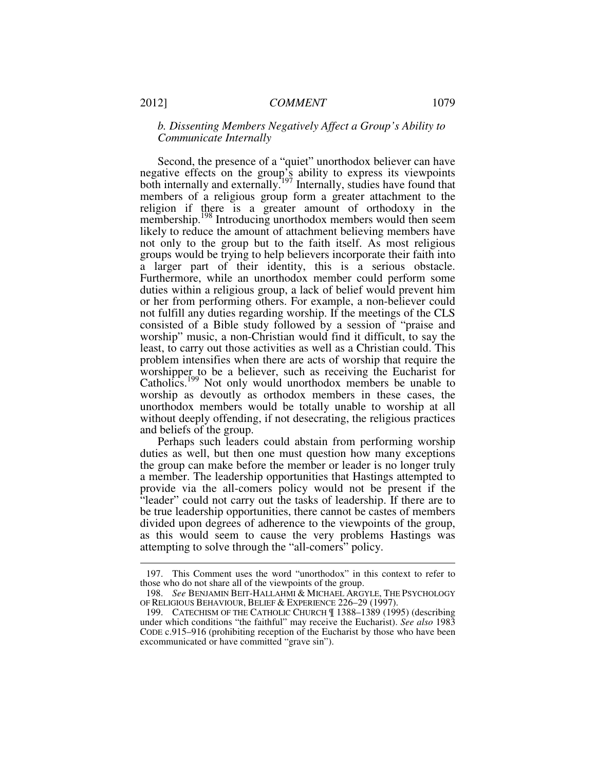### *b. Dissenting Members Negatively Affect a Group's Ability to Communicate Internally*

Second, the presence of a "quiet" unorthodox believer can have negative effects on the group's ability to express its viewpoints both internally and externally.[197] Internally, studies have found that members of a religious group form a greater attachment to the religion if there is a greater amount of orthodoxy in the membership.[198] Introducing unorthodox members would then seem likely to reduce the amount of attachment believing members have not only to the group but to the faith itself. As most religious groups would be trying to help believers incorporate their faith into a larger part of their identity, this is a serious obstacle. Furthermore, while an unorthodox member could perform some duties within a religious group, a lack of belief would prevent him or her from performing others. For example, a non-believer could not fulfill any duties regarding worship. If the meetings of the CLS consisted of a Bible study followed by a session of "praise and worship" music, a non-Christian would find it difficult, to say the least, to carry out those activities as well as a Christian could. This problem intensifies when there are acts of worship that require the worshipper to be a believer, such as receiving the Eucharist for Catholics.[199] Not only would unorthodox members be unable to worship as devoutly as orthodox members in these cases, the unorthodox members would be totally unable to worship at all without deeply offending, if not desecrating, the religious practices and beliefs of the group.

Perhaps such leaders could abstain from performing worship duties as well, but then one must question how many exceptions the group can make before the member or leader is no longer truly a member. The leadership opportunities that Hastings attempted to provide via the all-comers policy would not be present if the "leader" could not carry out the tasks of leadership. If there are to be true leadership opportunities, there cannot be castes of members divided upon degrees of adherence to the viewpoints of the group, as this would seem to cause the very problems Hastings was attempting to solve through the "all-comers" policy.

---

197. This Comment uses the word "unorthodox" in this context to refer to those who do not share all of the viewpoints of the group.

198. *See* BENJAMIN BEIT-HALLAHMI & MICHAEL ARGYLE, THE PSYCHOLOGY OF RELIGIOUS BEHAVIOUR, BELIEF & EXPERIENCE 226–29 (1997).

199. CATECHISM OF THE CATHOLIC CHURCH ¶ 1388–1389 (1995) (describing under which conditions "the faithful" may receive the Eucharist). *See also* 1983 CODE c.915–916 (prohibiting reception of the Eucharist by those who have been excommunicated or have committed "grave sin").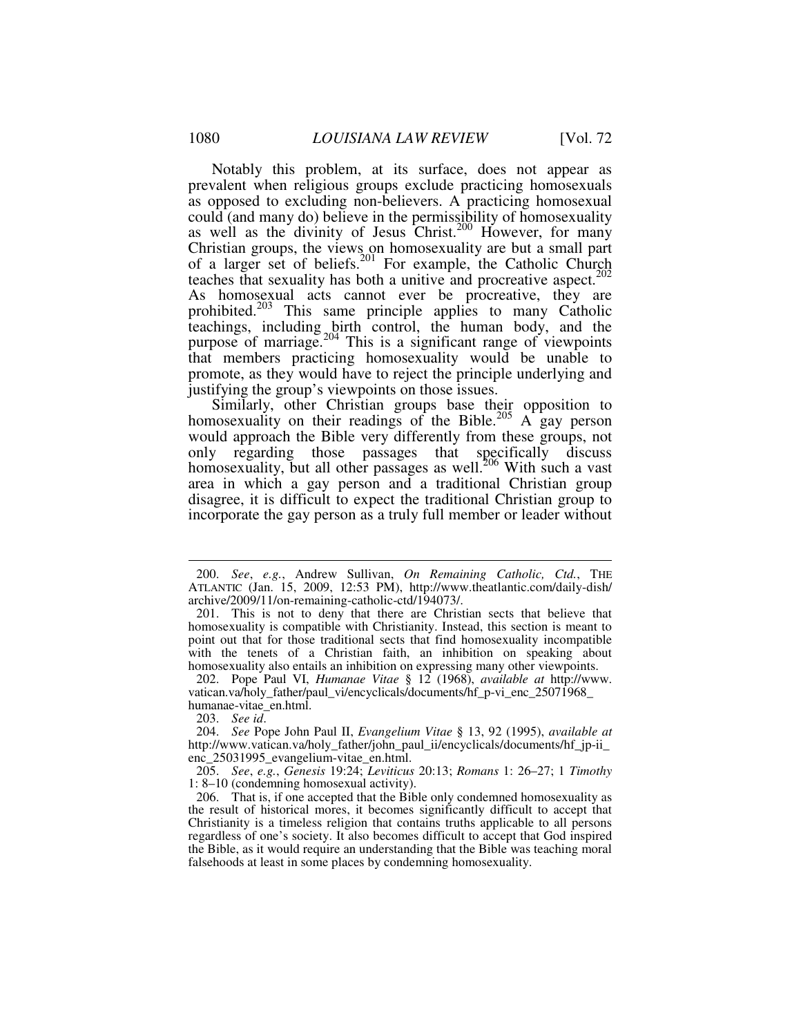Notably this problem, at its surface, does not appear as prevalent when religious groups exclude practicing homosexuals as opposed to excluding non-believers. A practicing homosexual could (and many do) believe in the permissibility of homosexuality as well as the divinity of Jesus Christ.[200] However, for many Christian groups, the views on homosexuality are but a small part of a larger set of beliefs.[201] For example, the Catholic Church teaches that sexuality has both a unitive and procreative aspect.[202] As homosexual acts cannot ever be procreative, they are prohibited.[203] This same principle applies to many Catholic teachings, including birth control, the human body, and the purpose of marriage.[204] This is a significant range of viewpoints that members practicing homosexuality would be unable to promote, as they would have to reject the principle underlying and justifying the group's viewpoints on those issues.

Similarly, other Christian groups base their opposition to homosexuality on their readings of the Bible.[205] A gay person would approach the Bible very differently from these groups, not only regarding those passages that specifically discuss homosexuality, but all other passages as well.[206] With such a vast area in which a gay person and a traditional Christian group disagree, it is difficult to expect the traditional Christian group to incorporate the gay person as a truly full member or leader without

---

200. *See*, *e.g.*, Andrew Sullivan, *On Remaining Catholic, Ctd.*, THE ATLANTIC (Jan. 15, 2009, 12:53 PM), http://www.theatlantic.com/daily-dish/archive/2009/11/on-remaining-catholic-ctd/194073/.

201. This is not to deny that there are Christian sects that believe that homosexuality is compatible with Christianity. Instead, this section is meant to point out that for those traditional sects that find homosexuality incompatible with the tenets of a Christian faith, an inhibition on speaking about homosexuality also entails an inhibition on expressing many other viewpoints.

202. Pope Paul VI, *Humanae Vitae* § 12 (1968), *available at* http://www.vatican.va/holy_father/paul_vi/encyclicals/documents/hf_p-vi_enc_25071968_humanae-vitae_en.html.

203. *See id*.

204. *See* Pope John Paul II, *Evangelium Vitae* § 13, 92 (1995), *available at* http://www.vatican.va/holy_father/john_paul_ii/encyclicals/documents/hf_jp-ii_enc_25031995_evangelium-vitae_en.html.

205. *See*, *e.g.*, *Genesis* 19:24; *Leviticus* 20:13; *Romans* 1: 26–27; 1 *Timothy* 1: 8–10 (condemning homosexual activity).

206. That is, if one accepted that the Bible only condemned homosexuality as the result of historical mores, it becomes significantly difficult to accept that Christianity is a timeless religion that contains truths applicable to all persons regardless of one's society. It also becomes difficult to accept that God inspired the Bible, as it would require an understanding that the Bible was teaching moral falsehoods at least in some places by condemning homosexuality.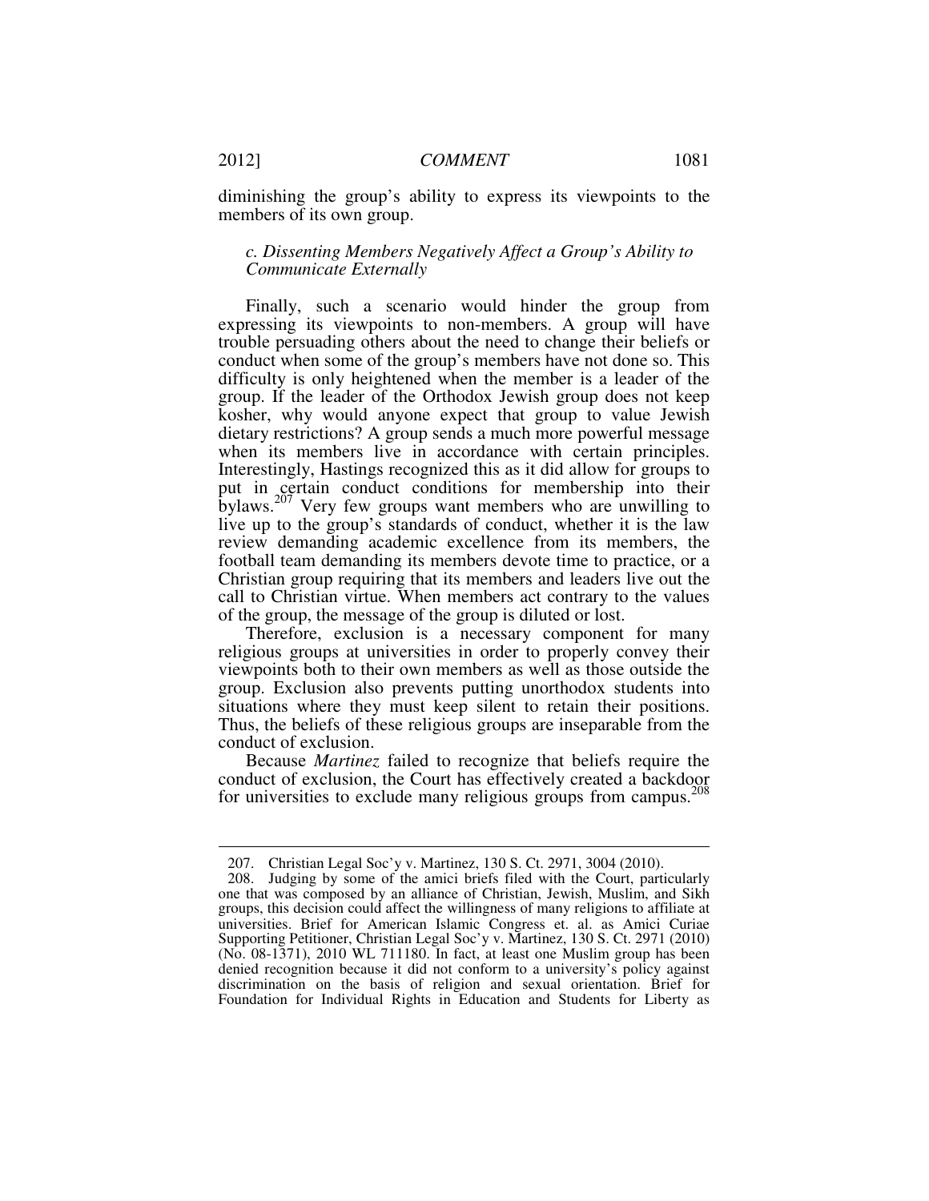diminishing the group's ability to express its viewpoints to the members of its own group.

### *c. Dissenting Members Negatively Affect a Group's Ability to Communicate Externally*

Finally, such a scenario would hinder the group from expressing its viewpoints to non-members. A group will have trouble persuading others about the need to change their beliefs or conduct when some of the group's members have not done so. This difficulty is only heightened when the member is a leader of the group. If the leader of the Orthodox Jewish group does not keep kosher, why would anyone expect that group to value Jewish dietary restrictions? A group sends a much more powerful message when its members live in accordance with certain principles. Interestingly, Hastings recognized this as it did allow for groups to put in certain conduct conditions for membership into their bylaws.[207] Very few groups want members who are unwilling to live up to the group's standards of conduct, whether it is the law review demanding academic excellence from its members, the football team demanding its members devote time to practice, or a Christian group requiring that its members and leaders live out the call to Christian virtue. When members act contrary to the values of the group, the message of the group is diluted or lost.

Therefore, exclusion is a necessary component for many religious groups at universities in order to properly convey their viewpoints both to their own members as well as those outside the group. Exclusion also prevents putting unorthodox students into situations where they must keep silent to retain their positions. Thus, the beliefs of these religious groups are inseparable from the conduct of exclusion.

Because *Martinez* failed to recognize that beliefs require the conduct of exclusion, the Court has effectively created a backdoor for universities to exclude many religious groups from campus.[208]

---

207. Christian Legal Soc'y v. Martinez, 130 S. Ct. 2971, 3004 (2010).

208. Judging by some of the amici briefs filed with the Court, particularly one that was composed by an alliance of Christian, Jewish, Muslim, and Sikh groups, this decision could affect the willingness of many religions to affiliate at universities. Brief for American Islamic Congress et. al. as Amici Curiae Supporting Petitioner, Christian Legal Soc'y v. Martinez, 130 S. Ct. 2971 (2010) (No. 08-1371), 2010 WL 711180. In fact, at least one Muslim group has been denied recognition because it did not conform to a university's policy against discrimination on the basis of religion and sexual orientation. Brief for Foundation for Individual Rights in Education and Students for Liberty as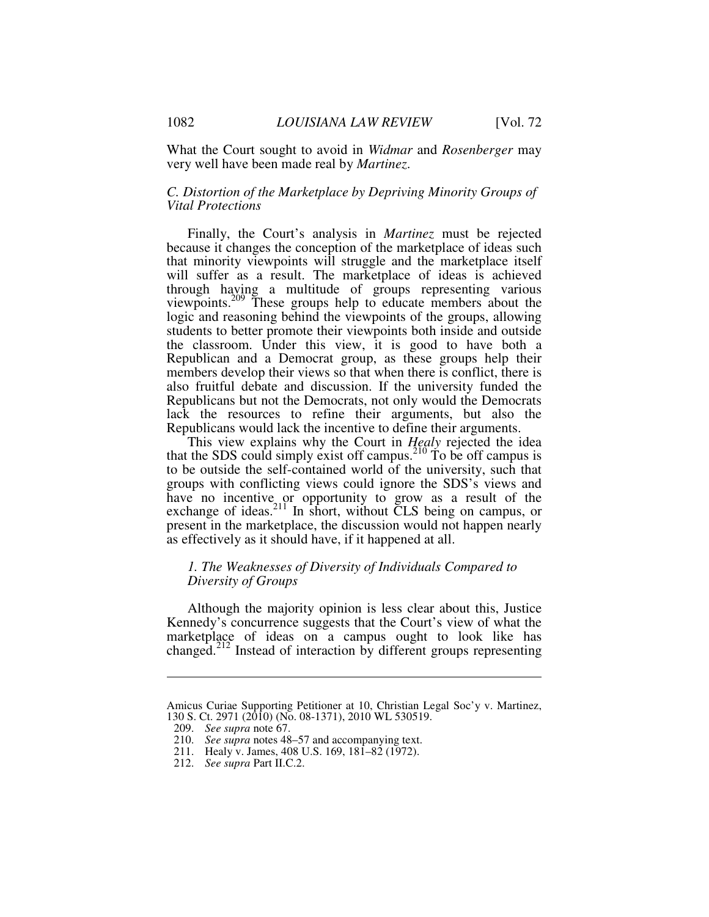What the Court sought to avoid in *Widmar* and *Rosenberger* may very well have been made real by *Martinez*.

### *C. Distortion of the Marketplace by Depriving Minority Groups of Vital Protections*

Finally, the Court's analysis in *Martinez* must be rejected because it changes the conception of the marketplace of ideas such that minority viewpoints will struggle and the marketplace itself will suffer as a result. The marketplace of ideas is achieved through having a multitude of groups representing various viewpoints.[209] These groups help to educate members about the logic and reasoning behind the viewpoints of the groups, allowing students to better promote their viewpoints both inside and outside the classroom. Under this view, it is good to have both a Republican and a Democrat group, as these groups help their members develop their views so that when there is conflict, there is also fruitful debate and discussion. If the university funded the Republicans but not the Democrats, not only would the Democrats lack the resources to refine their arguments, but also the Republicans would lack the incentive to define their arguments.

This view explains why the Court in *Healy* rejected the idea that the SDS could simply exist off campus.[210] To be off campus is to be outside the self-contained world of the university, such that groups with conflicting views could ignore the SDS's views and have no incentive or opportunity to grow as a result of the exchange of ideas.[211] In short, without CLS being on campus, or present in the marketplace, the discussion would not happen nearly as effectively as it should have, if it happened at all.

#### *1. The Weaknesses of Diversity of Individuals Compared to Diversity of Groups*

Although the majority opinion is less clear about this, Justice Kennedy's concurrence suggests that the Court's view of what the marketplace of ideas on a campus ought to look like has changed.[212] Instead of interaction by different groups representing

---

Amicus Curiae Supporting Petitioner at 10, Christian Legal Soc'y v. Martinez, 130 S. Ct. 2971 (2010) (No. 08-1371), 2010 WL 530519.

209. *See supra* note 67.

210. *See supra* notes 48–57 and accompanying text.

211. Healy v. James, 408 U.S. 169, 181–82 (1972).

212. *See supra* Part II.C.2.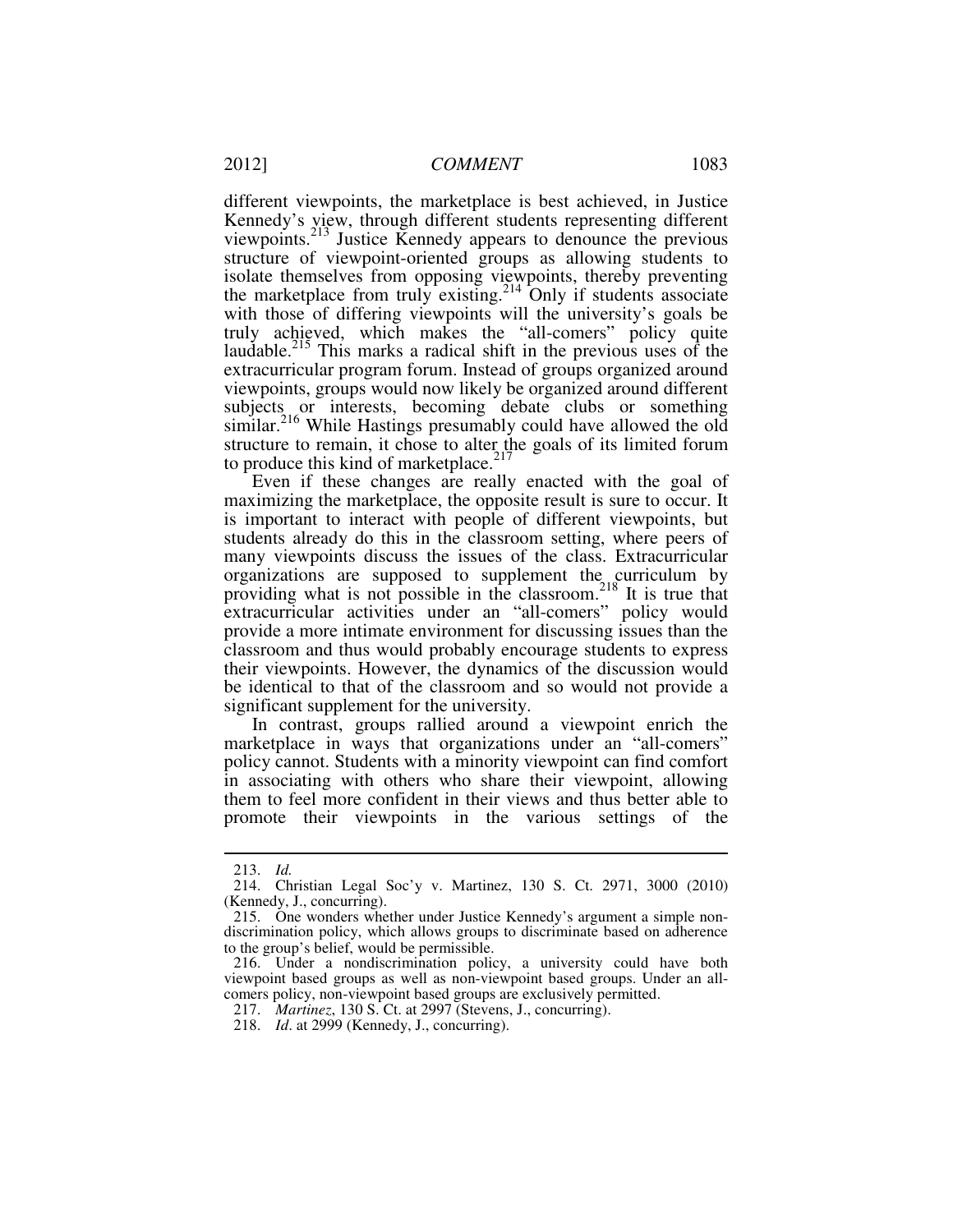different viewpoints, the marketplace is best achieved, in Justice Kennedy's view, through different students representing different viewpoints.[213] Justice Kennedy appears to denounce the previous structure of viewpoint-oriented groups as allowing students to isolate themselves from opposing viewpoints, thereby preventing the marketplace from truly existing.[214] Only if students associate with those of differing viewpoints will the university's goals be truly achieved, which makes the "all-comers" policy quite laudable.[215] This marks a radical shift in the previous uses of the extracurricular program forum. Instead of groups organized around viewpoints, groups would now likely be organized around different subjects or interests, becoming debate clubs or something similar.[216] While Hastings presumably could have allowed the old structure to remain, it chose to alter the goals of its limited forum to produce this kind of marketplace.[217]

Even if these changes are really enacted with the goal of maximizing the marketplace, the opposite result is sure to occur. It is important to interact with people of different viewpoints, but students already do this in the classroom setting, where peers of many viewpoints discuss the issues of the class. Extracurricular organizations are supposed to supplement the curriculum by providing what is not possible in the classroom.[218] It is true that extracurricular activities under an "all-comers" policy would provide a more intimate environment for discussing issues than the classroom and thus would probably encourage students to express their viewpoints. However, the dynamics of the discussion would be identical to that of the classroom and so would not provide a significant supplement for the university.

In contrast, groups rallied around a viewpoint enrich the marketplace in ways that organizations under an "all-comers" policy cannot. Students with a minority viewpoint can find comfort in associating with others who share their viewpoint, allowing them to feel more confident in their views and thus better able to promote their viewpoints in the various settings of the

---

213. *Id.*

214. Christian Legal Soc'y v. Martinez, 130 S. Ct. 2971, 3000 (2010) (Kennedy, J., concurring).

215. One wonders whether under Justice Kennedy's argument a simple non-discrimination policy, which allows groups to discriminate based on adherence to the group's belief, would be permissible.

216. Under a nondiscrimination policy, a university could have both viewpoint based groups as well as non-viewpoint based groups. Under an all-comers policy, non-viewpoint based groups are exclusively permitted.

217. *Martinez*, 130 S. Ct. at 2997 (Stevens, J., concurring).

218. *Id*. at 2999 (Kennedy, J., concurring).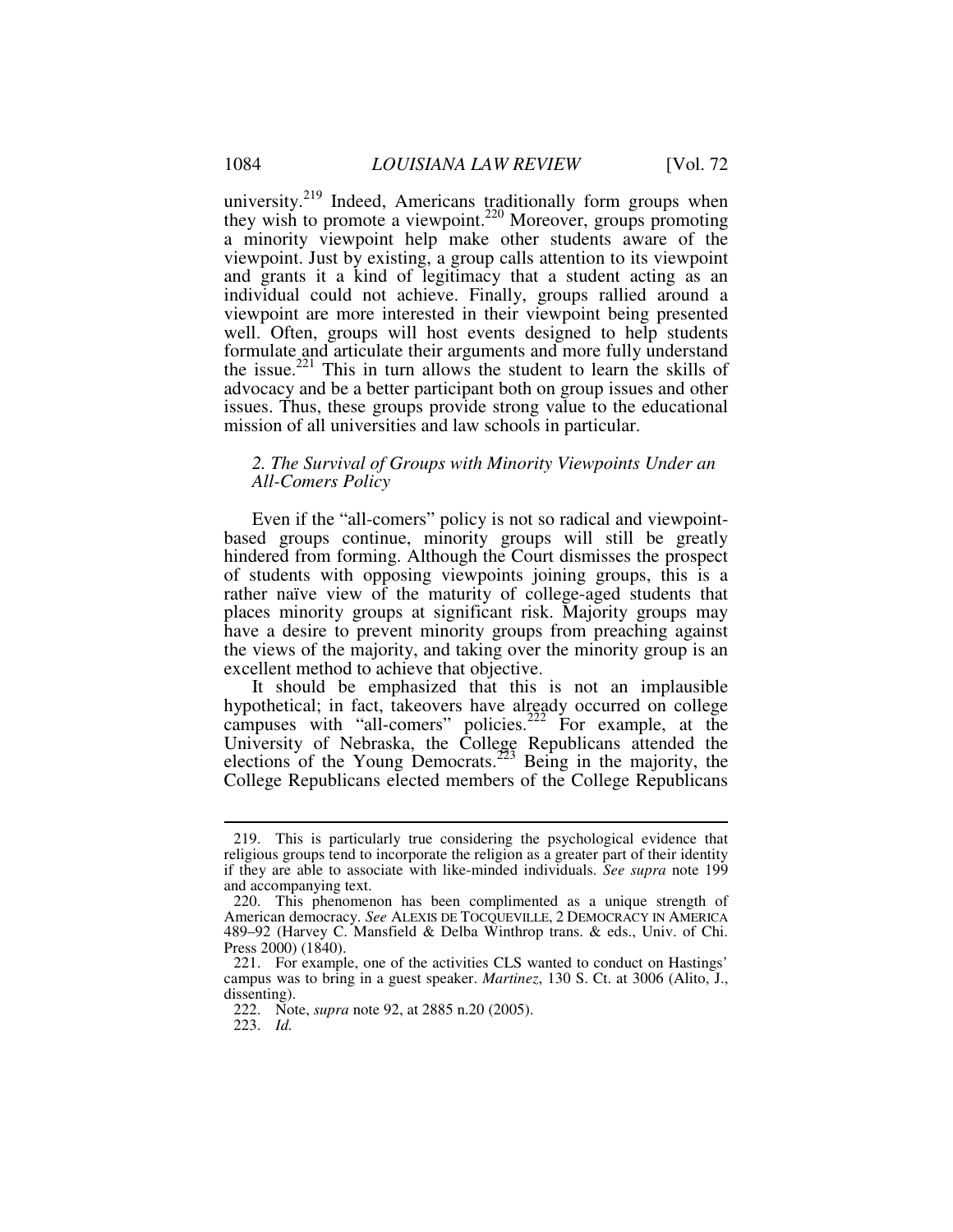university.[219] Indeed, Americans traditionally form groups when they wish to promote a viewpoint.[220] Moreover, groups promoting a minority viewpoint help make other students aware of the viewpoint. Just by existing, a group calls attention to its viewpoint and grants it a kind of legitimacy that a student acting as an individual could not achieve. Finally, groups rallied around a viewpoint are more interested in their viewpoint being presented well. Often, groups will host events designed to help students formulate and articulate their arguments and more fully understand the issue.[221] This in turn allows the student to learn the skills of advocacy and be a better participant both on group issues and other issues. Thus, these groups provide strong value to the educational mission of all universities and law schools in particular.

### *2. The Survival of Groups with Minority Viewpoints Under an All-Comers Policy*

Even if the "all-comers" policy is not so radical and viewpoint-based groups continue, minority groups will still be greatly hindered from forming. Although the Court dismisses the prospect of students with opposing viewpoints joining groups, this is a rather naïve view of the maturity of college-aged students that places minority groups at significant risk. Majority groups may have a desire to prevent minority groups from preaching against the views of the majority, and taking over the minority group is an excellent method to achieve that objective.

It should be emphasized that this is not an implausible hypothetical; in fact, takeovers have already occurred on college campuses with "all-comers" policies.[222] For example, at the University of Nebraska, the College Republicans attended the elections of the Young Democrats.[223] Being in the majority, the College Republicans elected members of the College Republicans

---

219. This is particularly true considering the psychological evidence that religious groups tend to incorporate the religion as a greater part of their identity if they are able to associate with like-minded individuals. *See supra* note 199 and accompanying text.

220. This phenomenon has been complimented as a unique strength of American democracy. *See* ALEXIS DE TOCQUEVILLE, 2 DEMOCRACY IN AMERICA 489–92 (Harvey C. Mansfield & Delba Winthrop trans. & eds., Univ. of Chi. Press 2000) (1840).

221. For example, one of the activities CLS wanted to conduct on Hastings' campus was to bring in a guest speaker. *Martinez*, 130 S. Ct. at 3006 (Alito, J., dissenting).

222. Note, *supra* note 92, at 2885 n.20 (2005).

223. *Id.*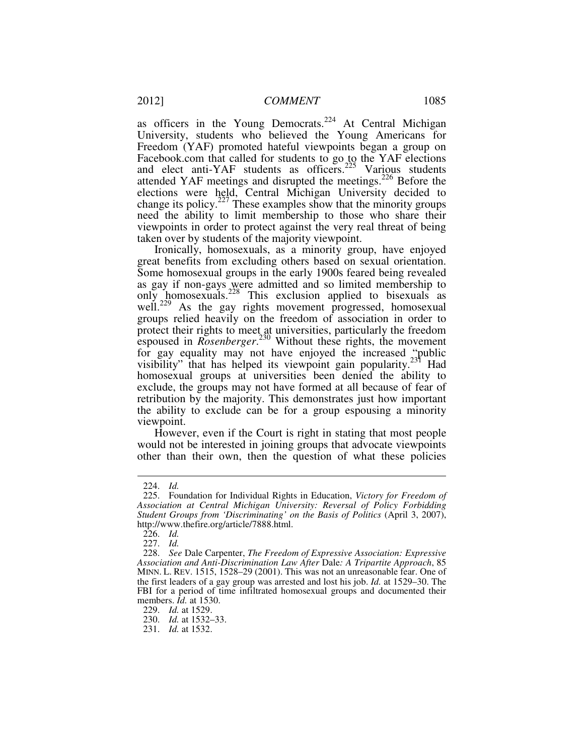as officers in the Young Democrats.[224] At Central Michigan University, students who believed the Young Americans for Freedom (YAF) promoted hateful viewpoints began a group on Facebook.com that called for students to go to the YAF elections and elect anti-YAF students as officers.[225] Various students attended YAF meetings and disrupted the meetings.[226] Before the elections were held, Central Michigan University decided to change its policy.[227] These examples show that the minority groups need the ability to limit membership to those who share their viewpoints in order to protect against the very real threat of being taken over by students of the majority viewpoint.

Ironically, homosexuals, as a minority group, have enjoyed great benefits from excluding others based on sexual orientation. Some homosexual groups in the early 1900s feared being revealed as gay if non-gays were admitted and so limited membership to only homosexuals.[228] This exclusion applied to bisexuals as well.[229] As the gay rights movement progressed, homosexual groups relied heavily on the freedom of association in order to protect their rights to meet at universities, particularly the freedom espoused in *Rosenberger*.[230] Without these rights, the movement for gay equality may not have enjoyed the increased "public visibility" that has helped its viewpoint gain popularity.[231] Had homosexual groups at universities been denied the ability to exclude, the groups may not have formed at all because of fear of retribution by the majority. This demonstrates just how important the ability to exclude can be for a group espousing a minority viewpoint.

However, even if the Court is right in stating that most people would not be interested in joining groups that advocate viewpoints other than their own, then the question of what these policies

---

224. *Id.*

225. Foundation for Individual Rights in Education, *Victory for Freedom of Association at Central Michigan University: Reversal of Policy Forbidding Student Groups from 'Discriminating' on the Basis of Politics* (April 3, 2007), http://www.thefire.org/article/7888.html.

226. *Id.*

227. *Id.*

228. *See* Dale Carpenter, *The Freedom of Expressive Association: Expressive Association and Anti-Discrimination Law After* Dale*: A Tripartite Approach*, 85 MINN. L. REV. 1515, 1528–29 (2001). This was not an unreasonable fear. One of the first leaders of a gay group was arrested and lost his job. *Id.* at 1529–30. The FBI for a period of time infiltrated homosexual groups and documented their members. *Id.* at 1530.

229. *Id.* at 1529.

230. *Id.* at 1532–33.

231. *Id.* at 1532.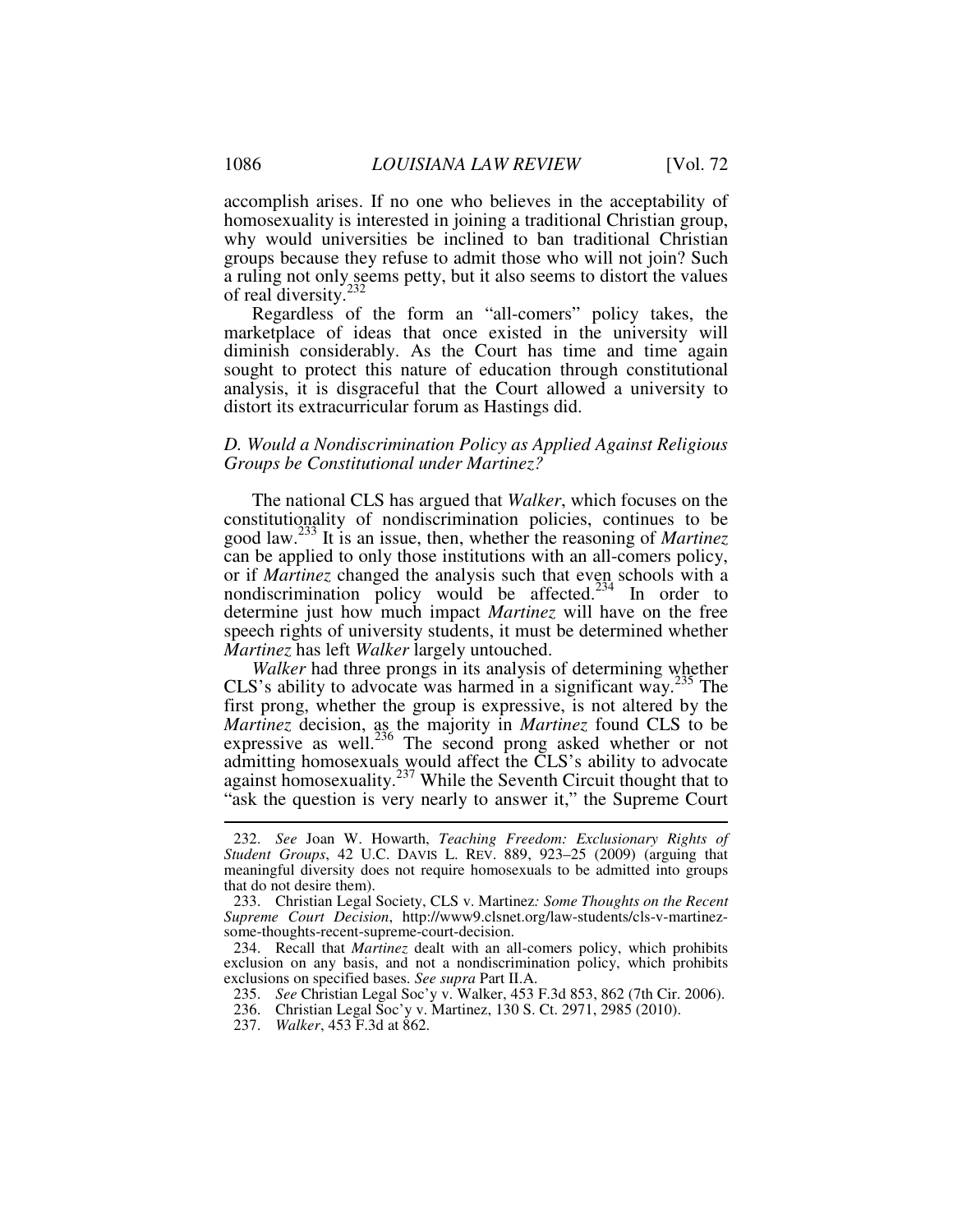accomplish arises. If no one who believes in the acceptability of homosexuality is interested in joining a traditional Christian group, why would universities be inclined to ban traditional Christian groups because they refuse to admit those who will not join? Such a ruling not only seems petty, but it also seems to distort the values of real diversity.[232]

Regardless of the form an "all-comers" policy takes, the marketplace of ideas that once existed in the university will diminish considerably. As the Court has time and time again sought to protect this nature of education through constitutional analysis, it is disgraceful that the Court allowed a university to distort its extracurricular forum as Hastings did.

### *D. Would a Nondiscrimination Policy as Applied Against Religious Groups be Constitutional under Martinez?*

The national CLS has argued that *Walker*, which focuses on the constitutionality of nondiscrimination policies, continues to be good law.[233] It is an issue, then, whether the reasoning of *Martinez* can be applied to only those institutions with an all-comers policy, or if *Martinez* changed the analysis such that even schools with a nondiscrimination policy would be affected.[234] In order to determine just how much impact *Martinez* will have on the free speech rights of university students, it must be determined whether *Martinez* has left *Walker* largely untouched.

*Walker* had three prongs in its analysis of determining whether CLS's ability to advocate was harmed in a significant way.[235] The first prong, whether the group is expressive, is not altered by the *Martinez* decision, as the majority in *Martinez* found CLS to be expressive as well.[236] The second prong asked whether or not admitting homosexuals would affect the CLS's ability to advocate against homosexuality.[237] While the Seventh Circuit thought that to "ask the question is very nearly to answer it," the Supreme Court

---

232. *See* Joan W. Howarth, *Teaching Freedom: Exclusionary Rights of Student Groups*, 42 U.C. DAVIS L. REV. 889, 923–25 (2009) (arguing that meaningful diversity does not require homosexuals to be admitted into groups that do not desire them).

233. Christian Legal Society, CLS v. Martinez*: Some Thoughts on the Recent Supreme Court Decision*, http://www9.clsnet.org/law-students/cls-v-martinez-some-thoughts-recent-supreme-court-decision.

234. Recall that *Martinez* dealt with an all-comers policy, which prohibits exclusion on any basis, and not a nondiscrimination policy, which prohibits exclusions on specified bases. *See supra* Part II.A.

235. *See* Christian Legal Soc'y v. Walker, 453 F.3d 853, 862 (7th Cir. 2006).

236. Christian Legal Soc'y v. Martinez, 130 S. Ct. 2971, 2985 (2010).

237. *Walker*, 453 F.3d at 862.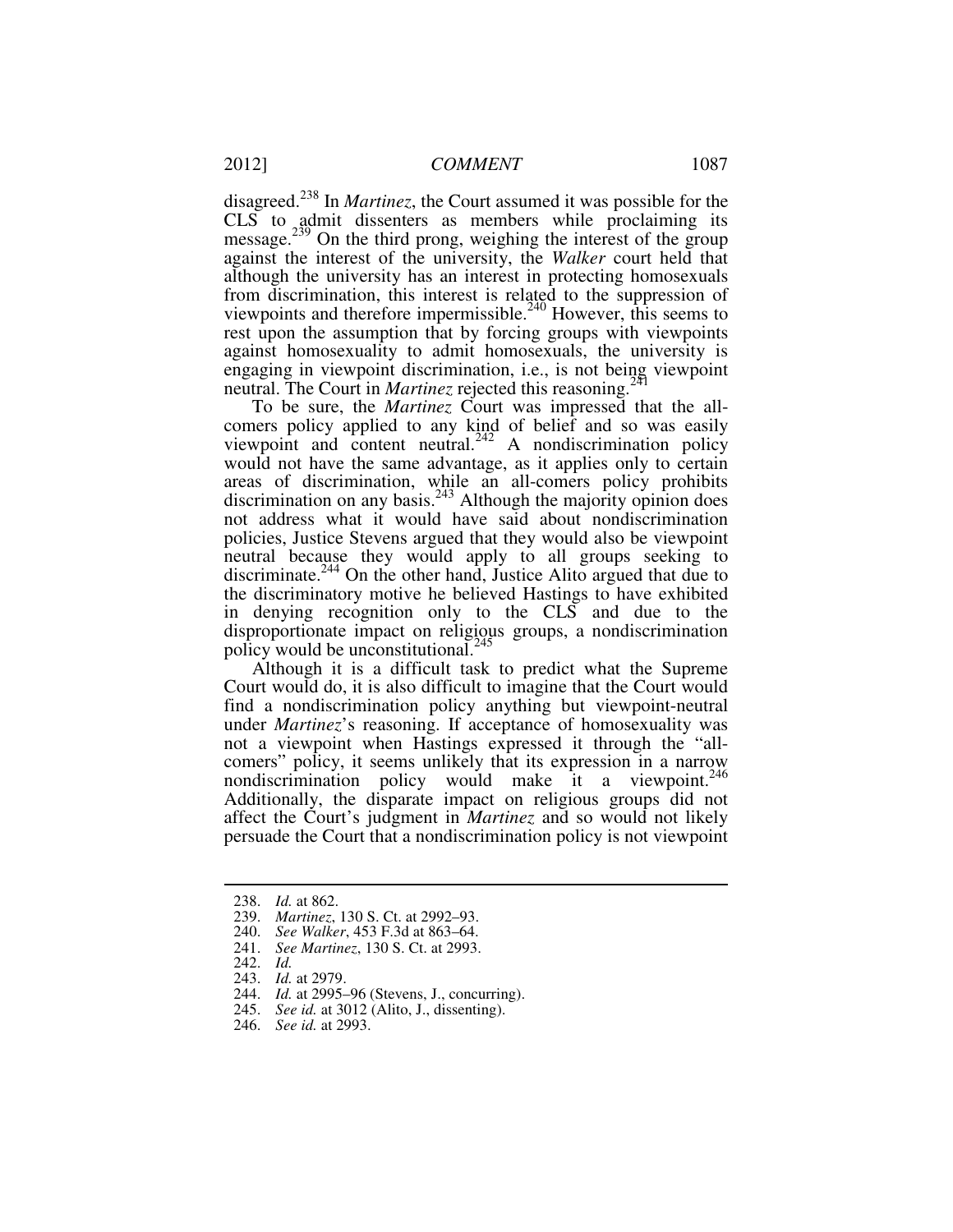disagreed.[238] In *Martinez*, the Court assumed it was possible for the CLS to admit dissenters as members while proclaiming its message.[239] On the third prong, weighing the interest of the group against the interest of the university, the *Walker* court held that although the university has an interest in protecting homosexuals from discrimination, this interest is related to the suppression of viewpoints and therefore impermissible.[240] However, this seems to rest upon the assumption that by forcing groups with viewpoints against homosexuality to admit homosexuals, the university is engaging in viewpoint discrimination, i.e., is not being viewpoint neutral. The Court in *Martinez* rejected this reasoning.[241]

To be sure, the *Martinez* Court was impressed that the all-comers policy applied to any kind of belief and so was easily viewpoint and content neutral.[242] A nondiscrimination policy would not have the same advantage, as it applies only to certain areas of discrimination, while an all-comers policy prohibits discrimination on any basis.[243] Although the majority opinion does not address what it would have said about nondiscrimination policies, Justice Stevens argued that they would also be viewpoint neutral because they would apply to all groups seeking to discriminate.[244] On the other hand, Justice Alito argued that due to the discriminatory motive he believed Hastings to have exhibited in denying recognition only to the CLS and due to the disproportionate impact on religious groups, a nondiscrimination policy would be unconstitutional.[245]

Although it is a difficult task to predict what the Supreme Court would do, it is also difficult to imagine that the Court would find a nondiscrimination policy anything but viewpoint-neutral under *Martinez*'s reasoning. If acceptance of homosexuality was not a viewpoint when Hastings expressed it through the "all-comers" policy, it seems unlikely that its expression in a narrow nondiscrimination policy would make it a viewpoint.[246] Additionally, the disparate impact on religious groups did not affect the Court's judgment in *Martinez* and so would not likely persuade the Court that a nondiscrimination policy is not viewpoint

---

238. *Id.* at 862.
239. *Martinez*, 130 S. Ct. at 2992–93.
240. *See Walker*, 453 F.3d at 863–64.
241. *See Martinez*, 130 S. Ct. at 2993.
242. *Id.*
243. *Id.* at 2979.
244. *Id.* at 2995–96 (Stevens, J., concurring).
245. *See id.* at 3012 (Alito, J., dissenting).
246. *See id.* at 2993.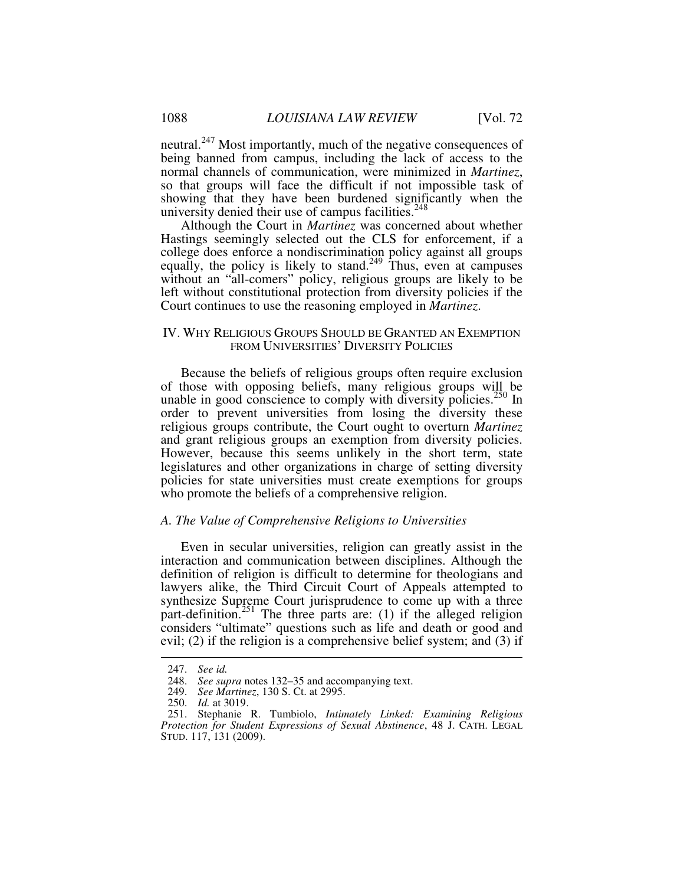neutral.[247] Most importantly, much of the negative consequences of being banned from campus, including the lack of access to the normal channels of communication, were minimized in *Martinez*, so that groups will face the difficult if not impossible task of showing that they have been burdened significantly when the university denied their use of campus facilities.[248]

Although the Court in *Martinez* was concerned about whether Hastings seemingly selected out the CLS for enforcement, if a college does enforce a nondiscrimination policy against all groups equally, the policy is likely to stand.[249] Thus, even at campuses without an "all-comers" policy, religious groups are likely to be left without constitutional protection from diversity policies if the Court continues to use the reasoning employed in *Martinez*.

## IV. Why Religious Groups Should be Granted an Exemption from Universities' Diversity Policies

Because the beliefs of religious groups often require exclusion of those with opposing beliefs, many religious groups will be unable in good conscience to comply with diversity policies.[250] In order to prevent universities from losing the diversity these religious groups contribute, the Court ought to overturn *Martinez* and grant religious groups an exemption from diversity policies. However, because this seems unlikely in the short term, state legislatures and other organizations in charge of setting diversity policies for state universities must create exemptions for groups who promote the beliefs of a comprehensive religion.

### *A. The Value of Comprehensive Religions to Universities*

Even in secular universities, religion can greatly assist in the interaction and communication between disciplines. Although the definition of religion is difficult to determine for theologians and lawyers alike, the Third Circuit Court of Appeals attempted to synthesize Supreme Court jurisprudence to come up with a three part-definition.[251] The three parts are: (1) if the alleged religion considers "ultimate" questions such as life and death or good and evil; (2) if the religion is a comprehensive belief system; and (3) if

---

247. *See id.*

248. *See supra* notes 132–35 and accompanying text.

249. *See Martinez*, 130 S. Ct. at 2995.

250. *Id.* at 3019.

251. Stephanie R. Tumbiolo, *Intimately Linked: Examining Religious Protection for Student Expressions of Sexual Abstinence*, 48 J. CATH. LEGAL STUD. 117, 131 (2009).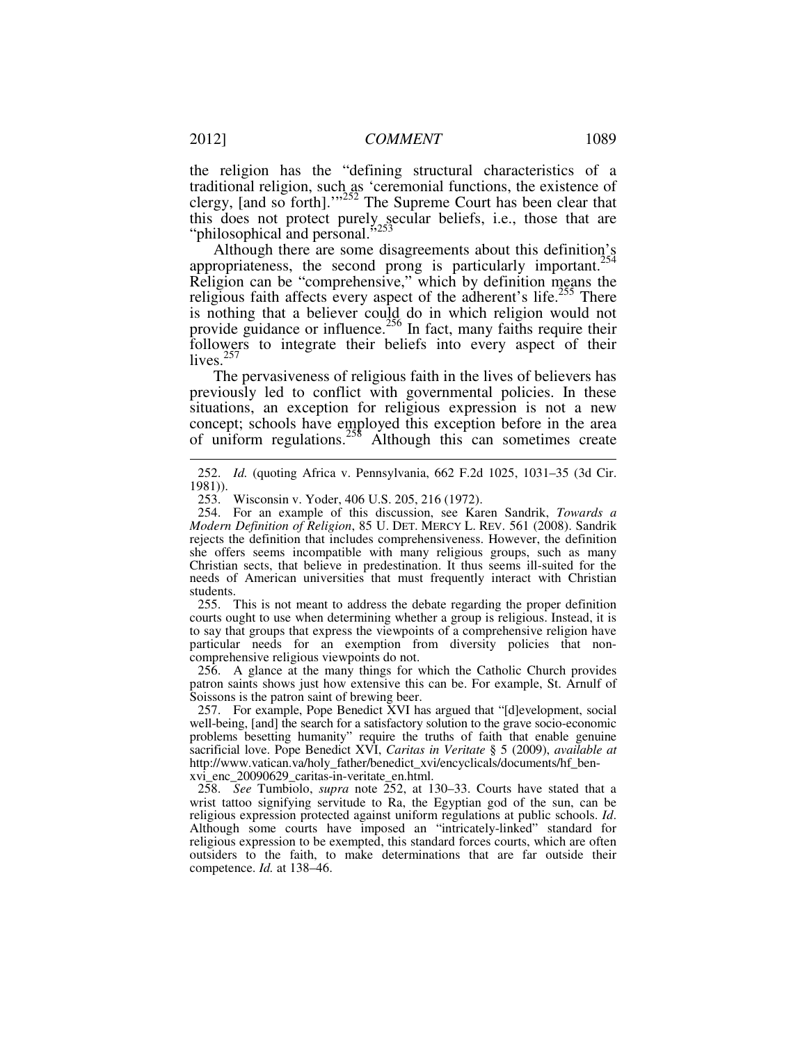the religion has the "defining structural characteristics of a traditional religion, such as 'ceremonial functions, the existence of clergy, [and so forth].'"[252] The Supreme Court has been clear that this does not protect purely secular beliefs, i.e., those that are "philosophical and personal."[253]

Although there are some disagreements about this definition's appropriateness, the second prong is particularly important.[254] Religion can be "comprehensive," which by definition means the religious faith affects every aspect of the adherent's life.[255] There is nothing that a believer could do in which religion would not provide guidance or influence.[256] In fact, many faiths require their followers to integrate their beliefs into every aspect of their lives.[257]

The pervasiveness of religious faith in the lives of believers has previously led to conflict with governmental policies. In these situations, an exception for religious expression is not a new concept; schools have employed this exception before in the area of uniform regulations.[258] Although this can sometimes create

---

252. *Id.* (quoting Africa v. Pennsylvania, 662 F.2d 1025, 1031–35 (3d Cir. 1981)).

253. Wisconsin v. Yoder, 406 U.S. 205, 216 (1972).

254. For an example of this discussion, see Karen Sandrik, *Towards a Modern Definition of Religion*, 85 U. DET. MERCY L. REV. 561 (2008). Sandrik rejects the definition that includes comprehensiveness. However, the definition she offers seems incompatible with many religious groups, such as many Christian sects, that believe in predestination. It thus seems ill-suited for the needs of American universities that must frequently interact with Christian students.

255. This is not meant to address the debate regarding the proper definition courts ought to use when determining whether a group is religious. Instead, it is to say that groups that express the viewpoints of a comprehensive religion have particular needs for an exemption from diversity policies that non-comprehensive religious viewpoints do not.

256. A glance at the many things for which the Catholic Church provides patron saints shows just how extensive this can be. For example, St. Arnulf of Soissons is the patron saint of brewing beer.

257. For example, Pope Benedict XVI has argued that "[d]evelopment, social well-being, [and] the search for a satisfactory solution to the grave socio-economic problems besetting humanity" require the truths of faith that enable genuine sacrificial love. Pope Benedict XVI, *Caritas in Veritate* § 5 (2009), *available at* http://www.vatican.va/holy_father/benedict_xvi/encyclicals/documents/hf_ben-xvi_enc_20090629_caritas-in-veritate_en.html.

258. *See* Tumbiolo, *supra* note 252, at 130–33. Courts have stated that a wrist tattoo signifying servitude to Ra, the Egyptian god of the sun, can be religious expression protected against uniform regulations at public schools. *Id.* Although some courts have imposed an "intricately-linked" standard for religious expression to be exempted, this standard forces courts, which are often outsiders to the faith, to make determinations that are far outside their competence. *Id.* at 138–46.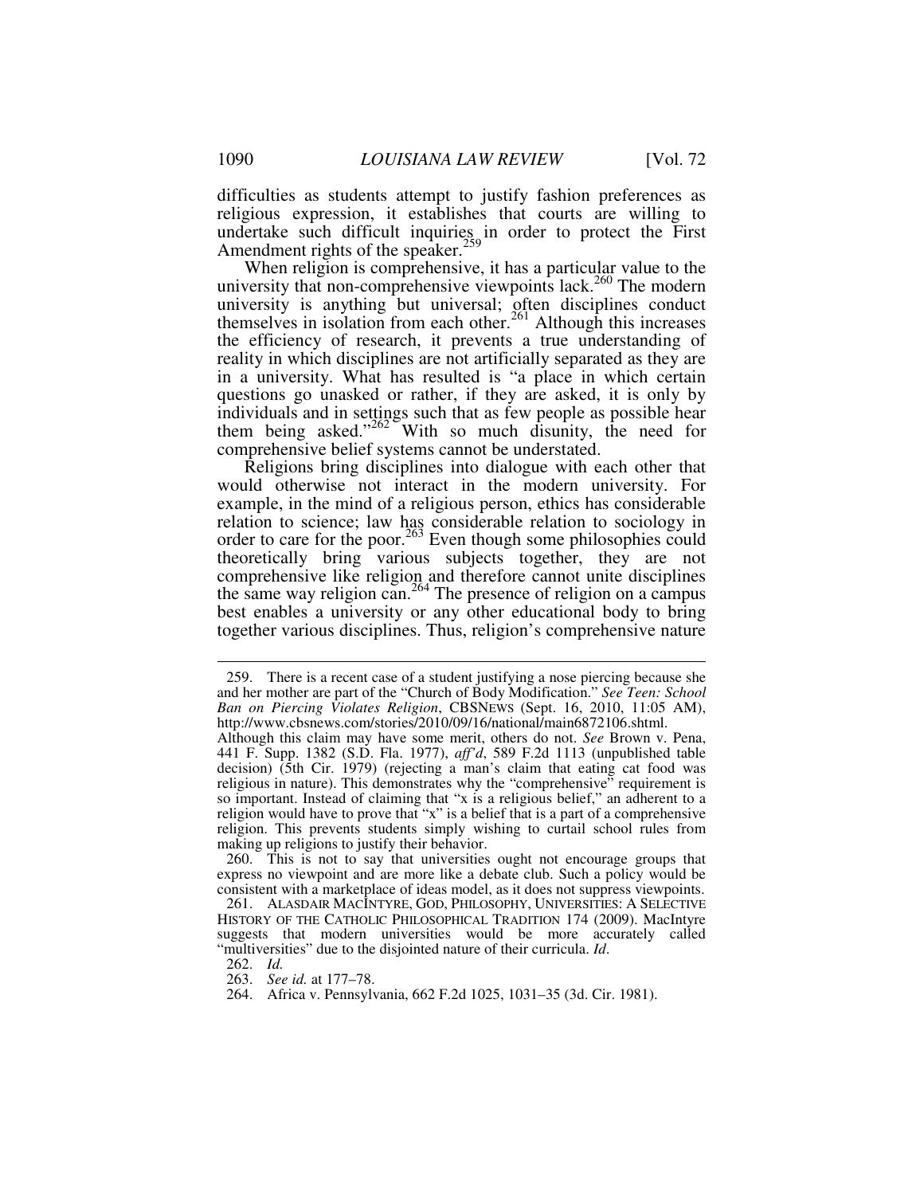difficulties as students attempt to justify fashion preferences as religious expression, it establishes that courts are willing to undertake such difficult inquiries in order to protect the First Amendment rights of the speaker.[259]

When religion is comprehensive, it has a particular value to the university that non-comprehensive viewpoints lack.[260] The modern university is anything but universal; often disciplines conduct themselves in isolation from each other.[261] Although this increases the efficiency of research, it prevents a true understanding of reality in which disciplines are not artificially separated as they are in a university. What has resulted is "a place in which certain questions go unasked or rather, if they are asked, it is only by individuals and in settings such that as few people as possible hear them being asked."[262] With so much disunity, the need for comprehensive belief systems cannot be understated.

Religions bring disciplines into dialogue with each other that would otherwise not interact in the modern university. For example, in the mind of a religious person, ethics has considerable relation to science; law has considerable relation to sociology in order to care for the poor.[263] Even though some philosophies could theoretically bring various subjects together, they are not comprehensive like religion and therefore cannot unite disciplines the same way religion can.[264] The presence of religion on a campus best enables a university or any other educational body to bring together various disciplines. Thus, religion's comprehensive nature

---

259. There is a recent case of a student justifying a nose piercing because she and her mother are part of the "Church of Body Modification." *See Teen: School Ban on Piercing Violates Religion*, CBSNEWS (Sept. 16, 2010, 11:05 AM), http://www.cbsnews.com/stories/2010/09/16/national/main6872106.shtml. Although this claim may have some merit, others do not. *See* Brown v. Pena, 441 F. Supp. 1382 (S.D. Fla. 1977), *aff'd*, 589 F.2d 1113 (unpublished table decision) (5th Cir. 1979) (rejecting a man's claim that eating cat food was religious in nature). This demonstrates why the "comprehensive" requirement is so important. Instead of claiming that "x is a religious belief," an adherent to a religion would have to prove that "x" is a belief that is a part of a comprehensive religion. This prevents students simply wishing to curtail school rules from making up religions to justify their behavior.

260. This is not to say that universities ought not encourage groups that express no viewpoint and are more like a debate club. Such a policy would be consistent with a marketplace of ideas model, as it does not suppress viewpoints.

261. ALASDAIR MACINTYRE, GOD, PHILOSOPHY, UNIVERSITIES: A SELECTIVE HISTORY OF THE CATHOLIC PHILOSOPHICAL TRADITION 174 (2009). MacIntyre suggests that modern universities would be more accurately called "multiversities" due to the disjointed nature of their curricula. *Id*.

262. *Id.*

263. *See id.* at 177–78.

264. Africa v. Pennsylvania, 662 F.2d 1025, 1031–35 (3d. Cir. 1981).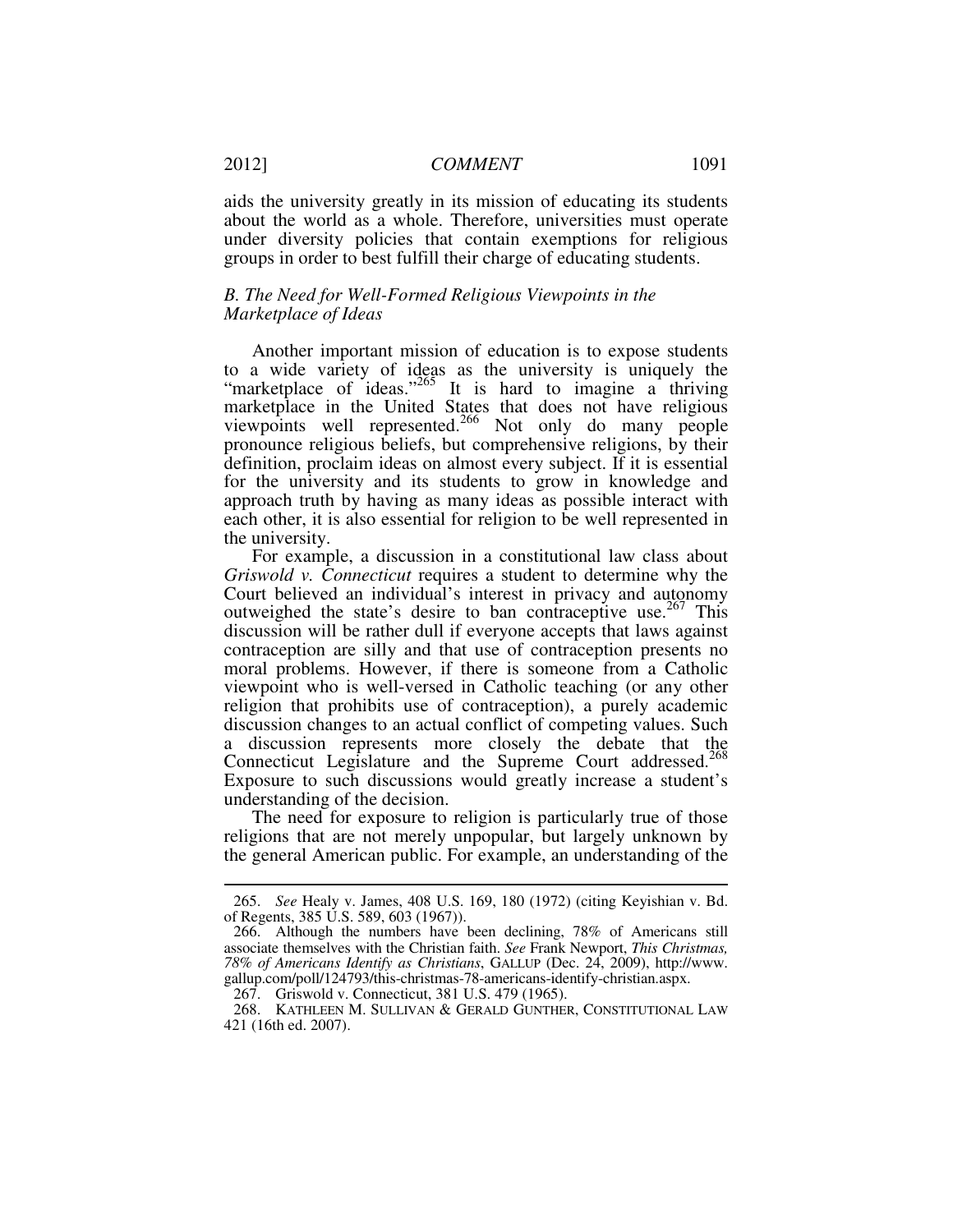aids the university greatly in its mission of educating its students about the world as a whole. Therefore, universities must operate under diversity policies that contain exemptions for religious groups in order to best fulfill their charge of educating students.

### *B. The Need for Well-Formed Religious Viewpoints in the Marketplace of Ideas*

Another important mission of education is to expose students to a wide variety of ideas as the university is uniquely the "marketplace of ideas."[265] It is hard to imagine a thriving marketplace in the United States that does not have religious viewpoints well represented.[266] Not only do many people pronounce religious beliefs, but comprehensive religions, by their definition, proclaim ideas on almost every subject. If it is essential for the university and its students to grow in knowledge and approach truth by having as many ideas as possible interact with each other, it is also essential for religion to be well represented in the university.

For example, a discussion in a constitutional law class about *Griswold v. Connecticut* requires a student to determine why the Court believed an individual's interest in privacy and autonomy outweighed the state's desire to ban contraceptive use.[267] This discussion will be rather dull if everyone accepts that laws against contraception are silly and that use of contraception presents no moral problems. However, if there is someone from a Catholic viewpoint who is well-versed in Catholic teaching (or any other religion that prohibits use of contraception), a purely academic discussion changes to an actual conflict of competing values. Such a discussion represents more closely the debate that the Connecticut Legislature and the Supreme Court addressed.[268] Exposure to such discussions would greatly increase a student's understanding of the decision.

The need for exposure to religion is particularly true of those religions that are not merely unpopular, but largely unknown by the general American public. For example, an understanding of the

---

265. *See* Healy v. James, 408 U.S. 169, 180 (1972) (citing Keyishian v. Bd. of Regents, 385 U.S. 589, 603 (1967)).

266. Although the numbers have been declining, 78% of Americans still associate themselves with the Christian faith. *See* Frank Newport, *This Christmas, 78% of Americans Identify as Christians*, GALLUP (Dec. 24, 2009), http://www.gallup.com/poll/124793/this-christmas-78-americans-identify-christian.aspx.

267. Griswold v. Connecticut, 381 U.S. 479 (1965).

268. KATHLEEN M. SULLIVAN & GERALD GUNTHER, CONSTITUTIONAL LAW 421 (16th ed. 2007).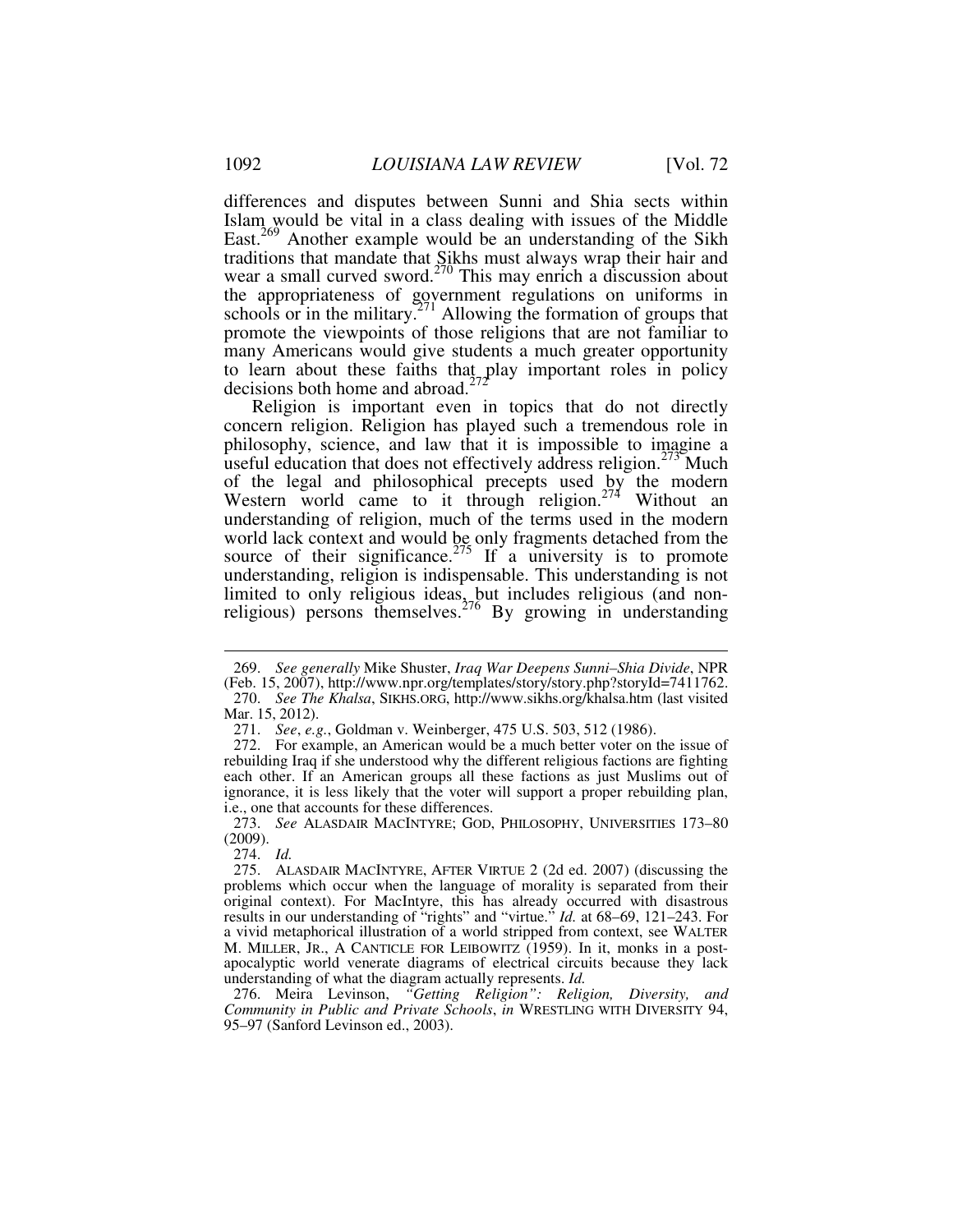differences and disputes between Sunni and Shia sects within Islam would be vital in a class dealing with issues of the Middle East.[269] Another example would be an understanding of the Sikh traditions that mandate that Sikhs must always wrap their hair and wear a small curved sword.[270] This may enrich a discussion about the appropriateness of government regulations on uniforms in schools or in the military.[271] Allowing the formation of groups that promote the viewpoints of those religions that are not familiar to many Americans would give students a much greater opportunity to learn about these faiths that play important roles in policy decisions both home and abroad.[272]

Religion is important even in topics that do not directly concern religion. Religion has played such a tremendous role in philosophy, science, and law that it is impossible to imagine a useful education that does not effectively address religion.[273] Much of the legal and philosophical precepts used by the modern Western world came to it through religion.[274] Without an understanding of religion, much of the terms used in the modern world lack context and would be only fragments detached from the source of their significance.[275] If a university is to promote understanding, religion is indispensable. This understanding is not limited to only religious ideas, but includes religious (and non-religious) persons themselves.[276] By growing in understanding

---

269. *See generally* Mike Shuster, *Iraq War Deepens Sunni–Shia Divide*, NPR (Feb. 15, 2007), http://www.npr.org/templates/story/story.php?storyId=7411762.

270. *See The Khalsa*, SIKHS.ORG, http://www.sikhs.org/khalsa.htm (last visited Mar. 15, 2012).

271. *See*, *e.g.*, Goldman v. Weinberger, 475 U.S. 503, 512 (1986).

272. For example, an American would be a much better voter on the issue of rebuilding Iraq if she understood why the different religious factions are fighting each other. If an American groups all these factions as just Muslims out of ignorance, it is less likely that the voter will support a proper rebuilding plan, i.e., one that accounts for these differences.

273. *See* ALASDAIR MACINTYRE; GOD, PHILOSOPHY, UNIVERSITIES 173–80 (2009).

274. *Id.*

275. ALASDAIR MACINTYRE, AFTER VIRTUE 2 (2d ed. 2007) (discussing the problems which occur when the language of morality is separated from their original context). For MacIntyre, this has already occurred with disastrous results in our understanding of "rights" and "virtue." *Id.* at 68–69, 121–243. For a vivid metaphorical illustration of a world stripped from context, see WALTER M. MILLER, JR., A CANTICLE FOR LEIBOWITZ (1959). In it, monks in a post-apocalyptic world venerate diagrams of electrical circuits because they lack understanding of what the diagram actually represents. *Id.*

276. Meira Levinson, *"Getting Religion": Religion, Diversity, and Community in Public and Private Schools*, *in* WRESTLING WITH DIVERSITY 94, 95–97 (Sanford Levinson ed., 2003).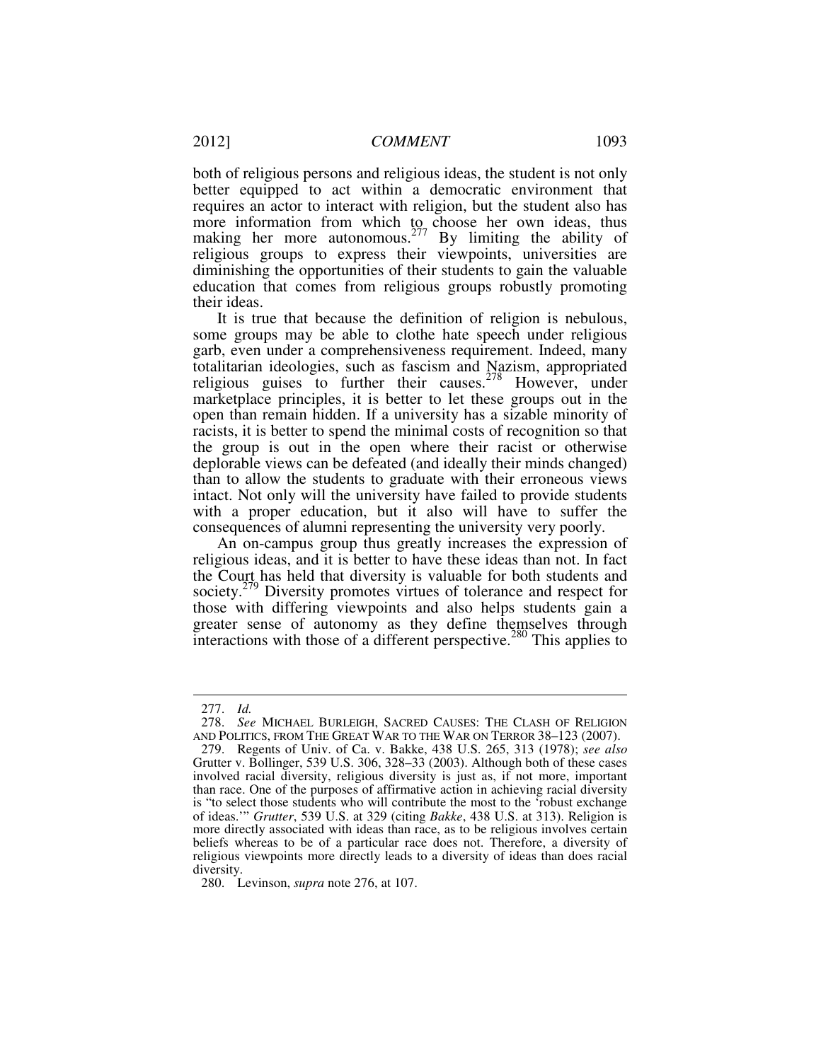both of religious persons and religious ideas, the student is not only better equipped to act within a democratic environment that requires an actor to interact with religion, but the student also has more information from which to choose her own ideas, thus making her more autonomous.[277] By limiting the ability of religious groups to express their viewpoints, universities are diminishing the opportunities of their students to gain the valuable education that comes from religious groups robustly promoting their ideas.

It is true that because the definition of religion is nebulous, some groups may be able to clothe hate speech under religious garb, even under a comprehensiveness requirement. Indeed, many totalitarian ideologies, such as fascism and Nazism, appropriated religious guises to further their causes.[278] However, under marketplace principles, it is better to let these groups out in the open than remain hidden. If a university has a sizable minority of racists, it is better to spend the minimal costs of recognition so that the group is out in the open where their racist or otherwise deplorable views can be defeated (and ideally their minds changed) than to allow the students to graduate with their erroneous views intact. Not only will the university have failed to provide students with a proper education, but it also will have to suffer the consequences of alumni representing the university very poorly.

An on-campus group thus greatly increases the expression of religious ideas, and it is better to have these ideas than not. In fact the Court has held that diversity is valuable for both students and society.[279] Diversity promotes virtues of tolerance and respect for those with differing viewpoints and also helps students gain a greater sense of autonomy as they define themselves through interactions with those of a different perspective.[280] This applies to

---

277. *Id.*

278. *See* MICHAEL BURLEIGH, SACRED CAUSES: THE CLASH OF RELIGION AND POLITICS, FROM THE GREAT WAR TO THE WAR ON TERROR 38–123 (2007).

279. Regents of Univ. of Ca. v. Bakke, 438 U.S. 265, 313 (1978); *see also* Grutter v. Bollinger, 539 U.S. 306, 328–33 (2003). Although both of these cases involved racial diversity, religious diversity is just as, if not more, important than race. One of the purposes of affirmative action in achieving racial diversity is "to select those students who will contribute the most to the 'robust exchange of ideas.'" *Grutter*, 539 U.S. at 329 (citing *Bakke*, 438 U.S. at 313). Religion is more directly associated with ideas than race, as to be religious involves certain beliefs whereas to be of a particular race does not. Therefore, a diversity of religious viewpoints more directly leads to a diversity of ideas than does racial diversity.

280. Levinson, *supra* note 276, at 107.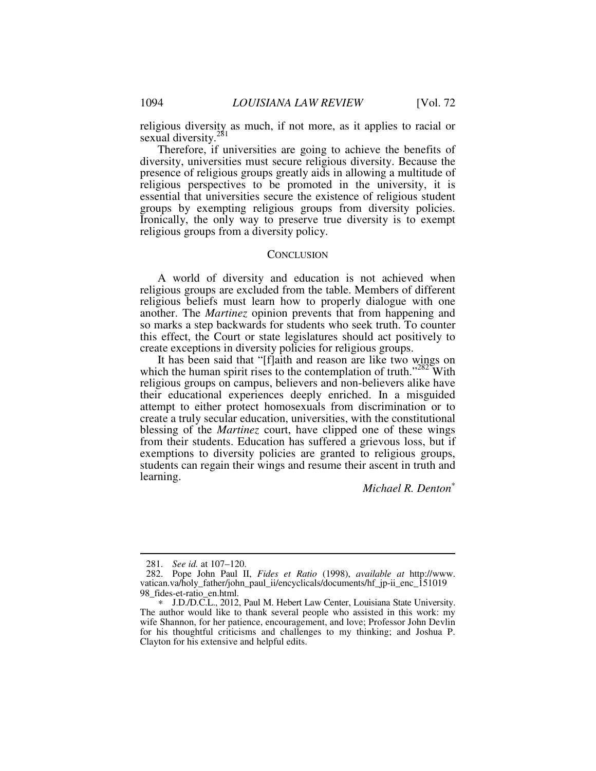religious diversity as much, if not more, as it applies to racial or sexual diversity.[281]

Therefore, if universities are going to achieve the benefits of diversity, universities must secure religious diversity. Because the presence of religious groups greatly aids in allowing a multitude of religious perspectives to be promoted in the university, it is essential that universities secure the existence of religious student groups by exempting religious groups from diversity policies. Ironically, the only way to preserve true diversity is to exempt religious groups from a diversity policy.

## CONCLUSION

A world of diversity and education is not achieved when religious groups are excluded from the table. Members of different religious beliefs must learn how to properly dialogue with one another. The *Martinez* opinion prevents that from happening and so marks a step backwards for students who seek truth. To counter this effect, the Court or state legislatures should act positively to create exceptions in diversity policies for religious groups.

It has been said that "[f]aith and reason are like two wings on which the human spirit rises to the contemplation of truth."[282] With religious groups on campus, believers and non-believers alike have their educational experiences deeply enriched. In a misguided attempt to either protect homosexuals from discrimination or to create a truly secular education, universities, with the constitutional blessing of the *Martinez* court, have clipped one of these wings from their students. Education has suffered a grievous loss, but if exemptions to diversity policies are granted to religious groups, students can regain their wings and resume their ascent in truth and learning.

*Michael R. Denton*[*]

---

281. *See id.* at 107–120.

282. Pope John Paul II, *Fides et Ratio* (1998), *available at* http://www.vatican.va/holy_father/john_paul_ii/encyclicals/documents/hf_jp-ii_enc_151019 98_fides-et-ratio_en.html.

[*] J.D./D.C.L., 2012, Paul M. Hebert Law Center, Louisiana State University. The author would like to thank several people who assisted in this work: my wife Shannon, for her patience, encouragement, and love; Professor John Devlin for his thoughtful criticisms and challenges to my thinking; and Joshua P. Clayton for his extensive and helpful edits.